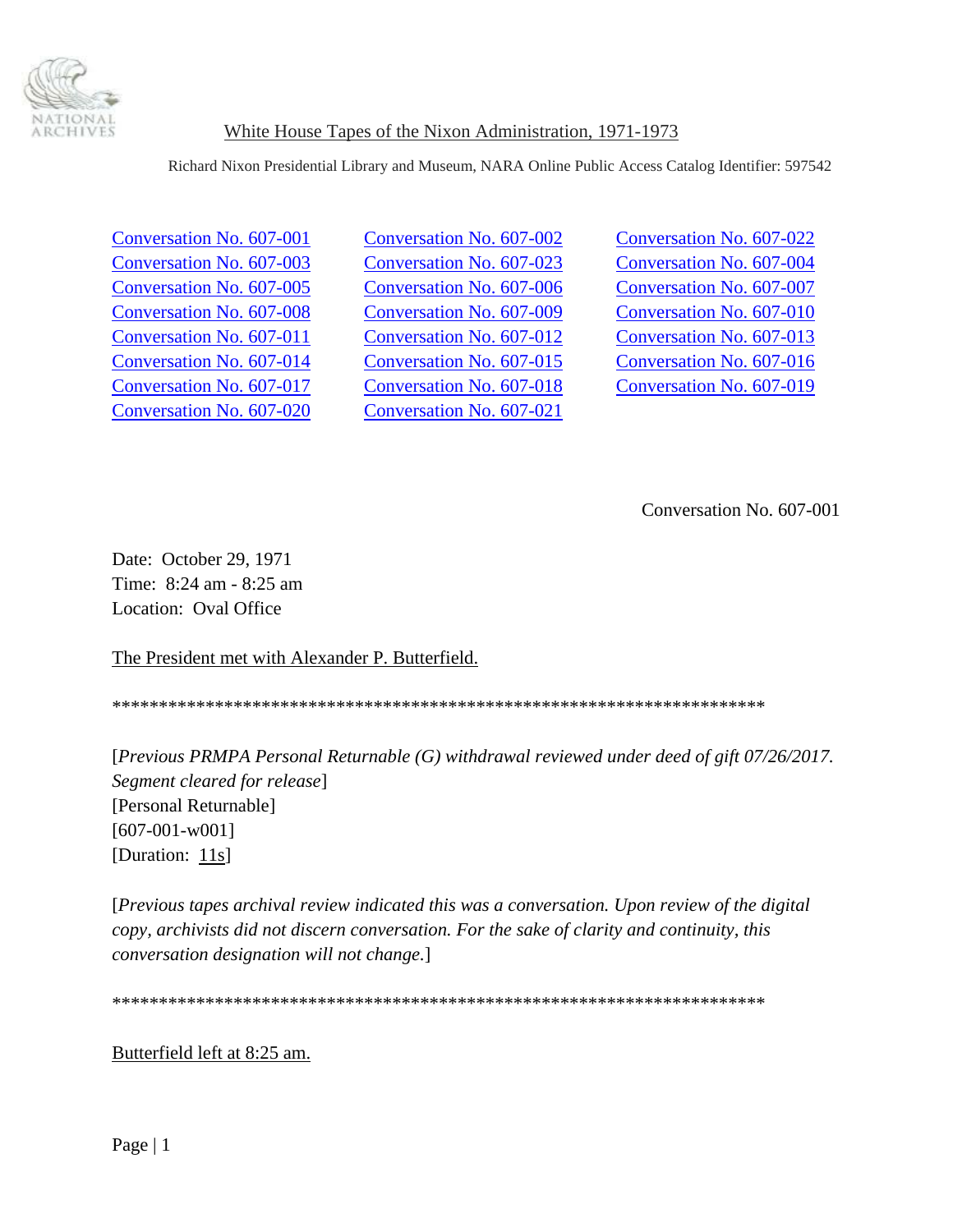White House Tapes of the Nixon Administration, 1971-1973

Richard Nixon Presidential Library and Museum, NARA Online Public Access Catalog Identifier: 597542

Conversation No. 607-001
Conversation No. 607-002
Conversation No. 607-022
Conversation No. 607-003
Conversation No. 607-023
Conversation No. 607-004
Conversation No. 607-005
Conversation No. 607-006
Conversation No. 607-007
Conversation No. 607-008
Conversation No. 607-009
Conversation No. 607-010
Conversation No. 607-011
Conversation No. 607-012
Conversation No. 607-013
Conversation No. 607-014
Conversation No. 607-015
Conversation No. 607-016
Conversation No. 607-017
Conversation No. 607-018
Conversation No. 607-019
Conversation No. 607-020
Conversation No. 607-021

Conversation No. 607-001

Date: October 29, 1971
Time: 8:24 am - 8:25 am
Location: Oval Office

The President met with Alexander P. Butterfield.

************************************************************************

[*Previous PRMPA Personal Returnable (G) withdrawal reviewed under deed of gift 07/26/2017. Segment cleared for release*]
[Personal Returnable]
[607-001-w001]
[Duration: 11s]

[*Previous tapes archival review indicated this was a conversation. Upon review of the digital copy, archivists did not discern conversation. For the sake of clarity and continuity, this conversation designation will not change.*]

************************************************************************

Butterfield left at 8:25 am.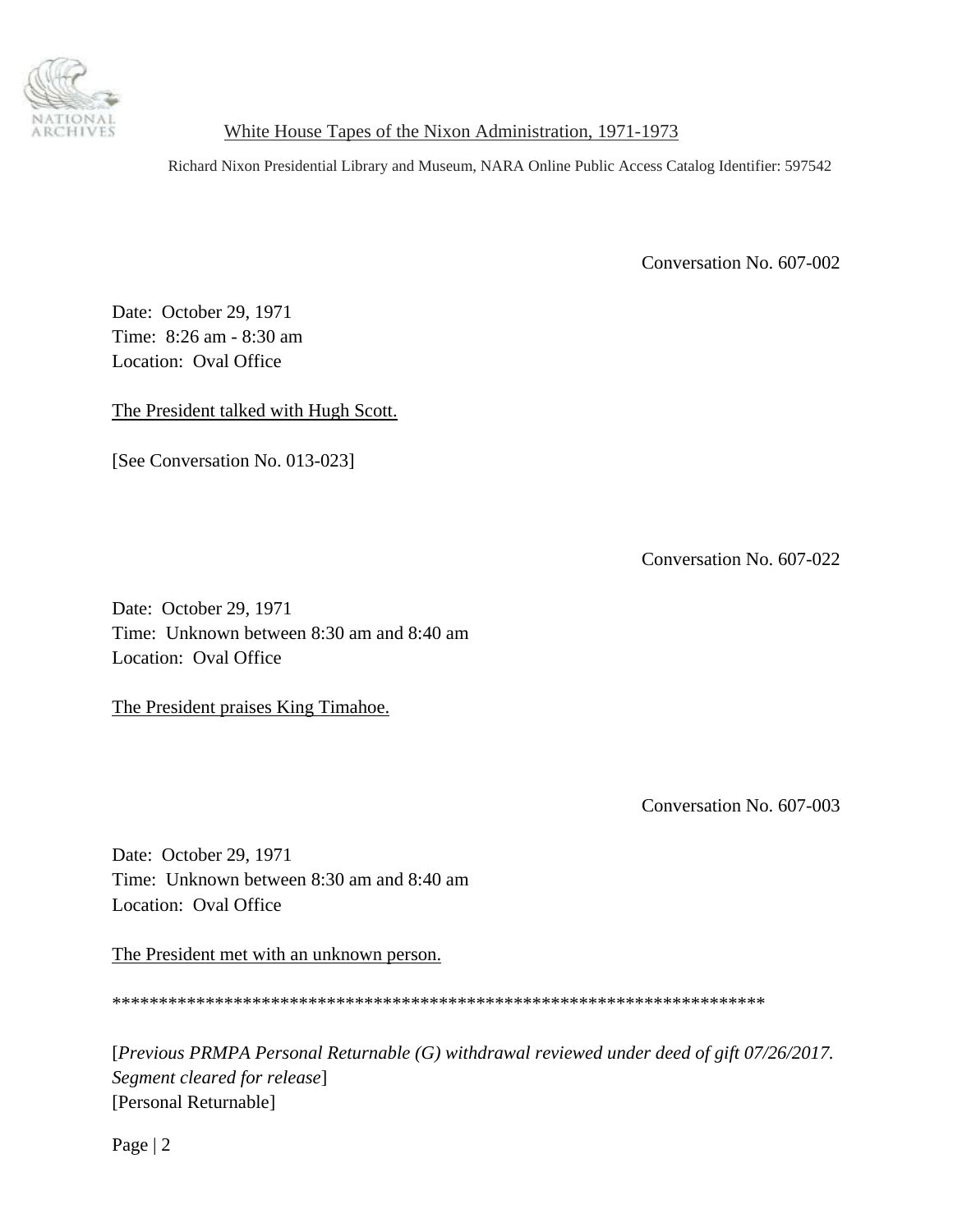Conversation No. 607-002

Date: October 29, 1971
Time: 8:26 am - 8:30 am
Location: Oval Office

The President talked with Hugh Scott.

[See Conversation No. 013-023]

Conversation No. 607-022

Date: October 29, 1971
Time: Unknown between 8:30 am and 8:40 am
Location: Oval Office

The President praises King Timahoe.

Conversation No. 607-003

Date: October 29, 1971
Time: Unknown between 8:30 am and 8:40 am
Location: Oval Office

The President met with an unknown person.

************************************************************************

[*Previous PRMPA Personal Returnable (G) withdrawal reviewed under deed of gift 07/26/2017. Segment cleared for release*]
[Personal Returnable]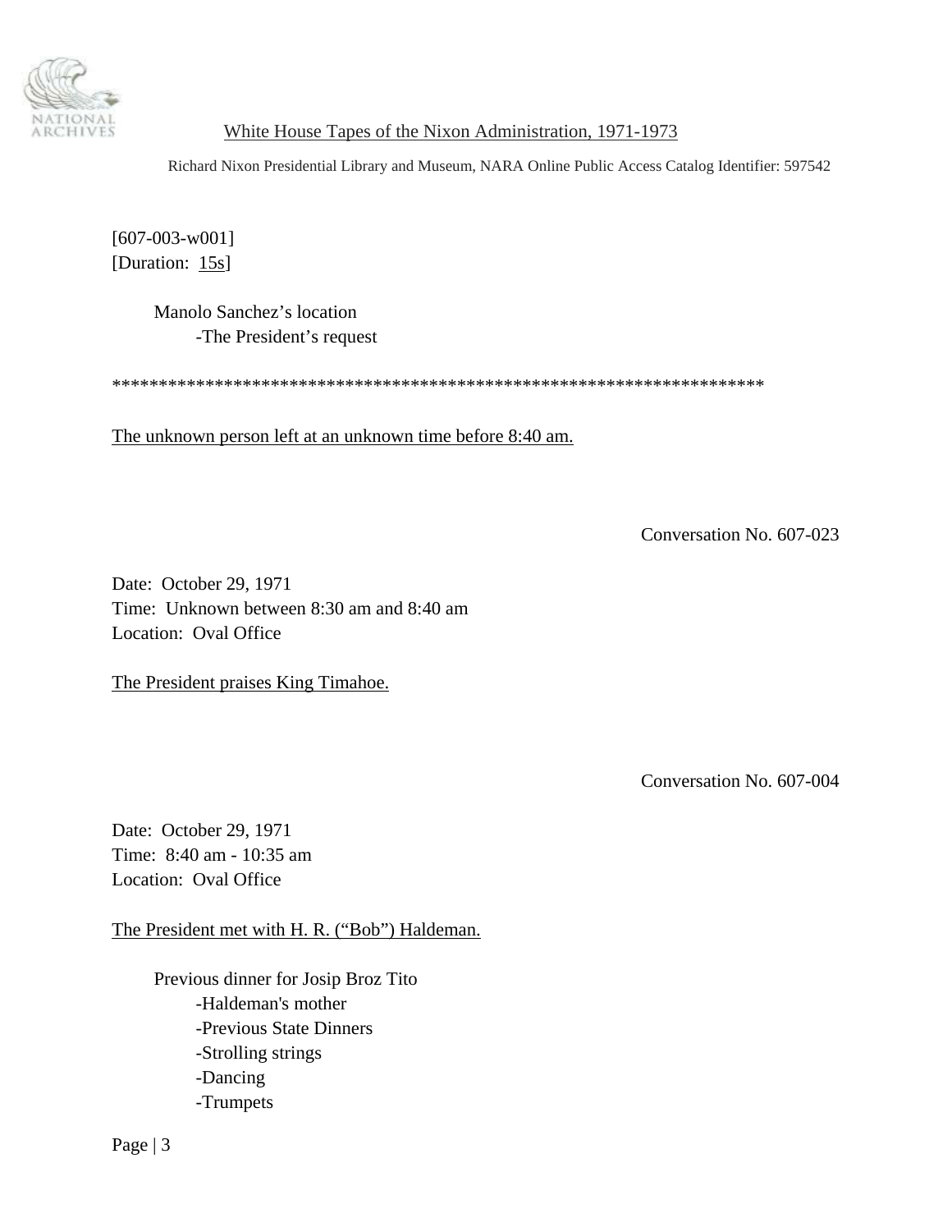[607-003-w001]
[Duration: 15s]

Manolo Sanchez's location
- The President's request

************************************************************************

The unknown person left at an unknown time before 8:40 am.

Conversation No. 607-023

Date: October 29, 1971
Time: Unknown between 8:30 am and 8:40 am
Location: Oval Office

The President praises King Timahoe.

Conversation No. 607-004

Date: October 29, 1971
Time: 8:40 am - 10:35 am
Location: Oval Office

The President met with H. R. ("Bob") Haldeman.

Previous dinner for Josip Broz Tito
- Haldeman's mother
- Previous State Dinners
- Strolling strings
- Dancing
- Trumpets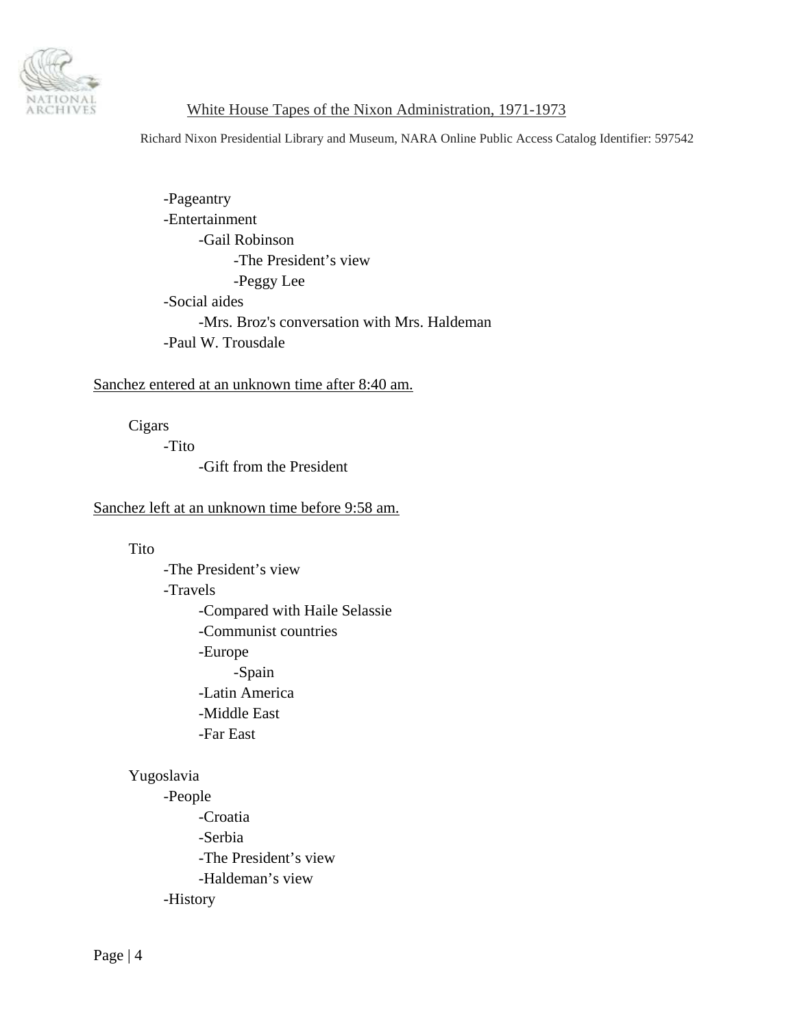- Pageantry
- Entertainment
    - Gail Robinson
        - The President's view
        - Peggy Lee
- Social aides
    - Mrs. Broz's conversation with Mrs. Haldeman
- Paul W. Trousdale

<u>Sanchez entered at an unknown time after 8:40 am.</u>

Cigars
- Tito
    - Gift from the President

<u>Sanchez left at an unknown time before 9:58 am.</u>

Tito
- The President's view
- Travels
    - Compared with Haile Selassie
    - Communist countries
    - Europe
        - Spain
    - Latin America
    - Middle East
    - Far East

Yugoslavia
- People
    - Croatia
    - Serbia
    - The President's view
    - Haldeman's view
- History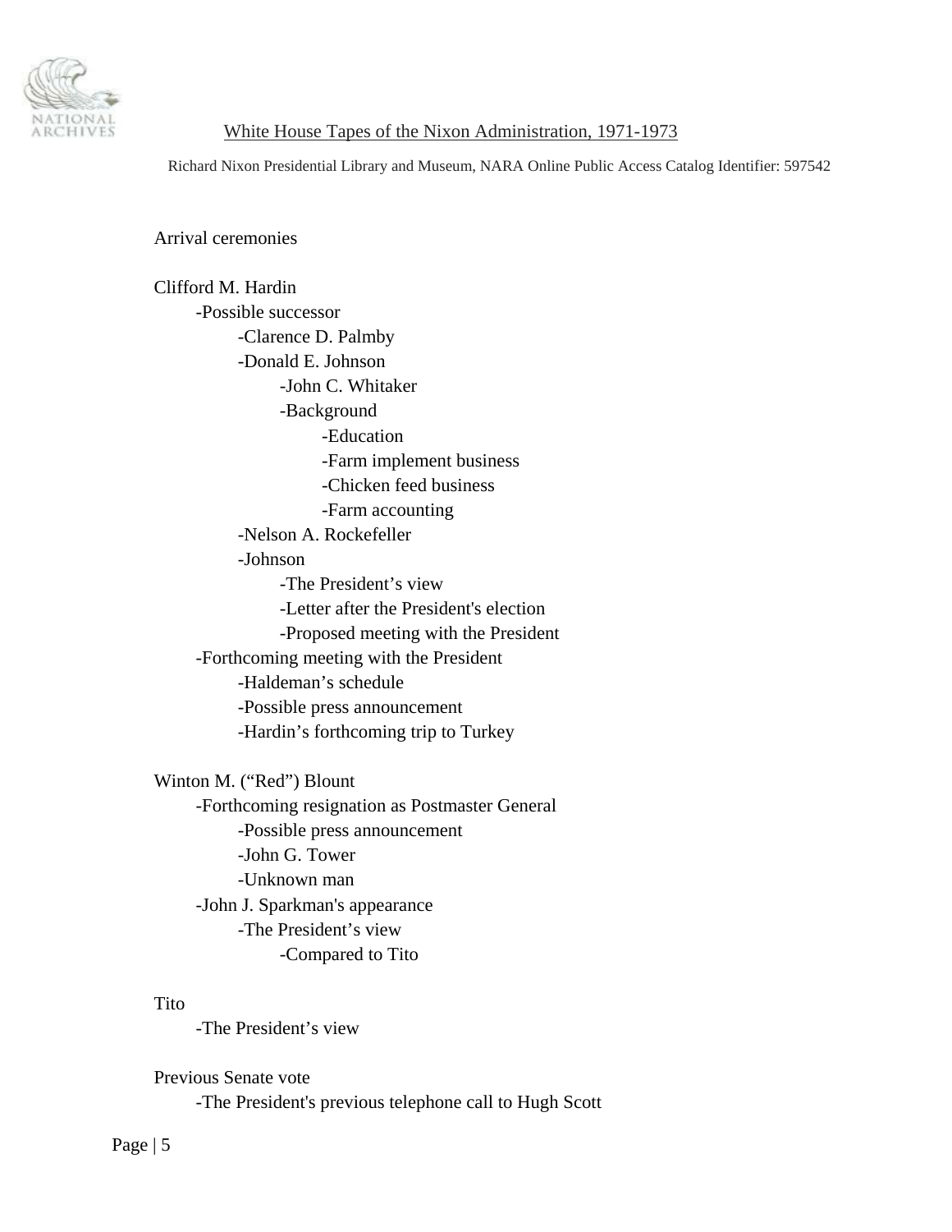Arrival ceremonies

Clifford M. Hardin

- Possible successor
  - Clarence D. Palmby
  - Donald E. Johnson
    - John C. Whitaker
    - Background
      - Education
      - Farm implement business
      - Chicken feed business
      - Farm accounting
  - Nelson A. Rockefeller
  - Johnson
    - The President's view
    - Letter after the President's election
    - Proposed meeting with the President
- Forthcoming meeting with the President
  - Haldeman's schedule
  - Possible press announcement
  - Hardin's forthcoming trip to Turkey

Winton M. ("Red") Blount

- Forthcoming resignation as Postmaster General
  - Possible press announcement
  - John G. Tower
  - Unknown man
- John J. Sparkman's appearance
  - The President's view
    - Compared to Tito

Tito

- The President's view

Previous Senate vote

- The President's previous telephone call to Hugh Scott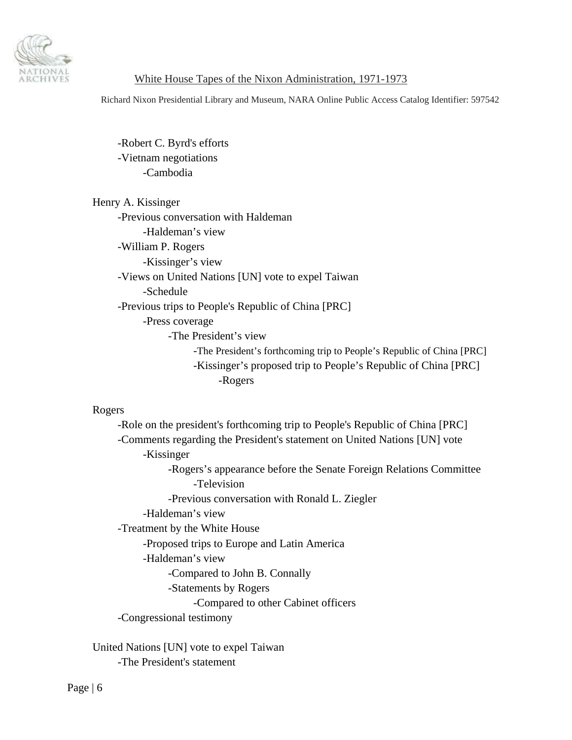-Robert C. Byrd's efforts
  - -Vietnam negotiations
    - -Cambodia

Henry A. Kissinger
- -Previous conversation with Haldeman
  - -Haldeman's view
- -William P. Rogers
  - -Kissinger's view
- -Views on United Nations [UN] vote to expel Taiwan
  - -Schedule
- -Previous trips to People's Republic of China [PRC]
  - -Press coverage
    - -The President's view
      - -The President's forthcoming trip to People's Republic of China [PRC]
      - -Kissinger's proposed trip to People's Republic of China [PRC]
        - -Rogers

Rogers
- -Role on the president's forthcoming trip to People's Republic of China [PRC]
- -Comments regarding the President's statement on United Nations [UN] vote
  - -Kissinger
    - -Rogers's appearance before the Senate Foreign Relations Committee
      - -Television
    - -Previous conversation with Ronald L. Ziegler
  - -Haldeman's view
- -Treatment by the White House
  - -Proposed trips to Europe and Latin America
  - -Haldeman's view
    - -Compared to John B. Connally
    - -Statements by Rogers
      - -Compared to other Cabinet officers
- -Congressional testimony

United Nations [UN] vote to expel Taiwan
- -The President's statement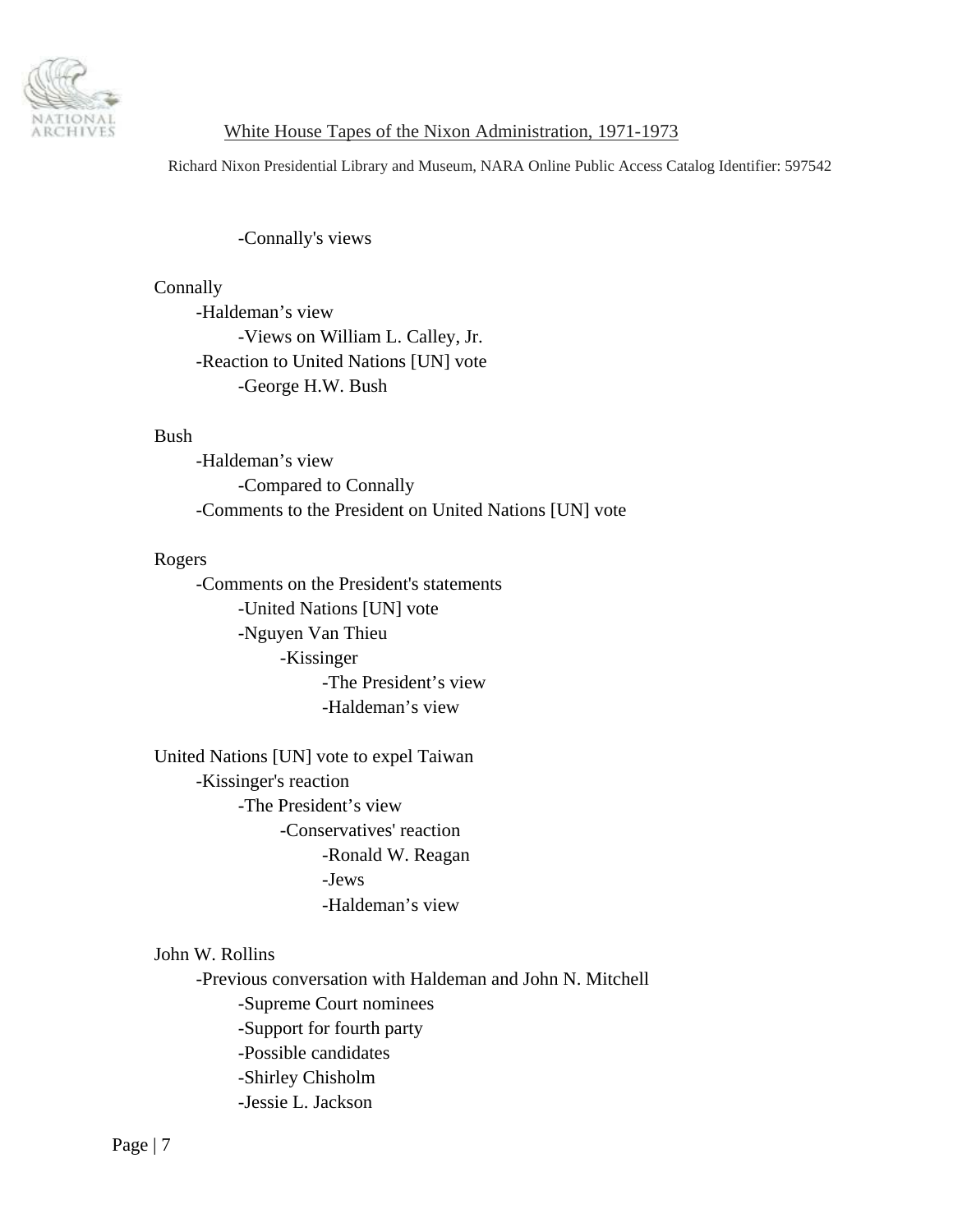-Connally's views

Connally
- -Haldeman's view
  - -Views on William L. Calley, Jr.
- -Reaction to United Nations [UN] vote
  - -George H.W. Bush

Bush
- -Haldeman's view
  - -Compared to Connally
- -Comments to the President on United Nations [UN] vote

Rogers
- -Comments on the President's statements
  - -United Nations [UN] vote
  - -Nguyen Van Thieu
    - -Kissinger
      - -The President's view
      - -Haldeman's view

United Nations [UN] vote to expel Taiwan
- -Kissinger's reaction
  - -The President's view
    - -Conservatives' reaction
      - -Ronald W. Reagan
      - -Jews
      - -Haldeman's view

John W. Rollins
- -Previous conversation with Haldeman and John N. Mitchell
  - -Supreme Court nominees
  - -Support for fourth party
  - -Possible candidates
  - -Shirley Chisholm
  - -Jessie L. Jackson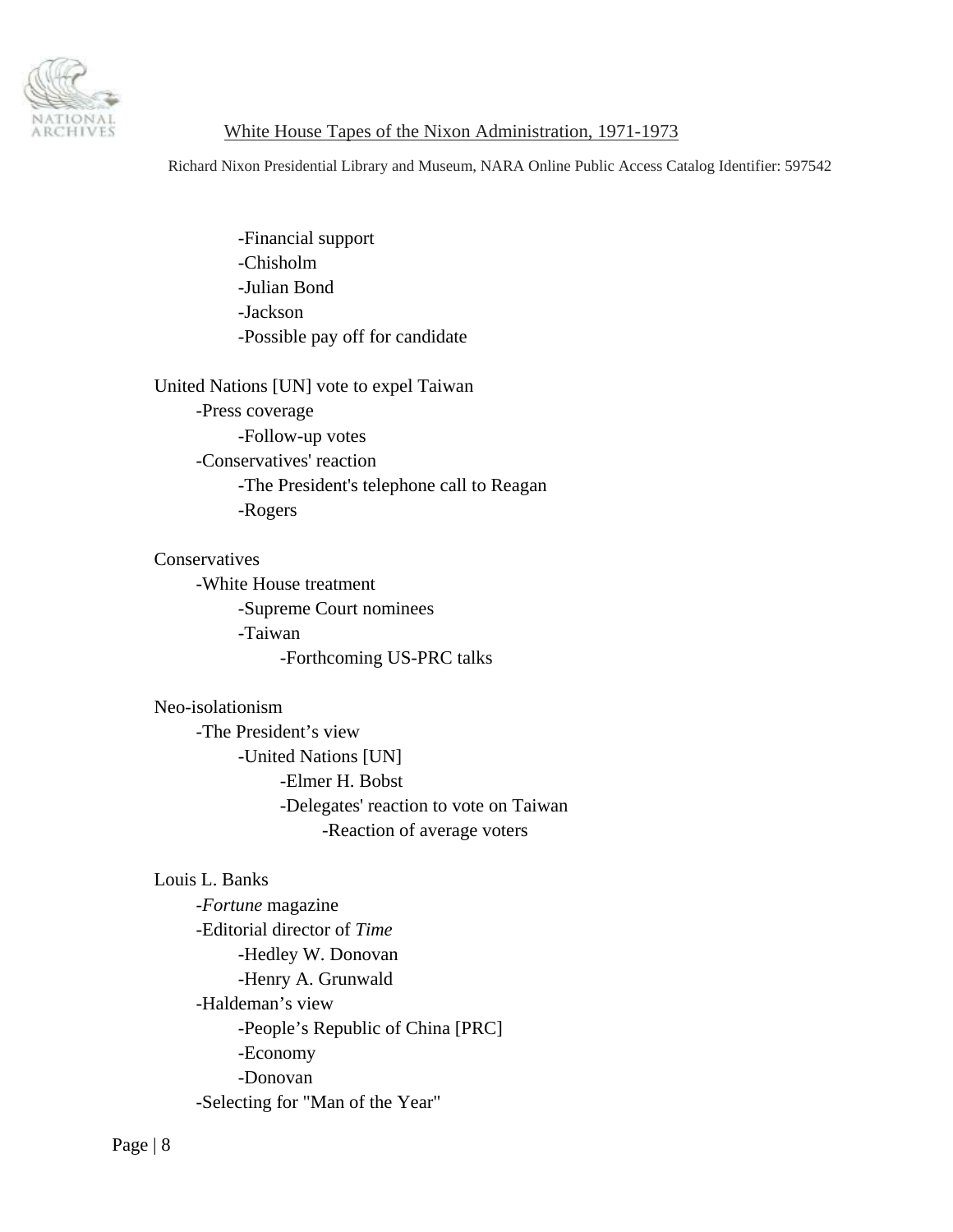- -Financial support
- -Chisholm
- -Julian Bond
- -Jackson
- -Possible pay off for candidate

United Nations [UN] vote to expel Taiwan
- -Press coverage
  - -Follow-up votes
- -Conservatives' reaction
  - -The President's telephone call to Reagan
  - -Rogers

Conservatives
- -White House treatment
  - -Supreme Court nominees
  - -Taiwan
    - -Forthcoming US-PRC talks

Neo-isolationism
- -The President's view
  - -United Nations [UN]
    - -Elmer H. Bobst
    - -Delegates' reaction to vote on Taiwan
      - -Reaction of average voters

Louis L. Banks
- -*Fortune* magazine
- -Editorial director of *Time*
  - -Hedley W. Donovan
  - -Henry A. Grunwald
- -Haldeman's view
  - -People's Republic of China [PRC]
  - -Economy
  - -Donovan
- -Selecting for "Man of the Year"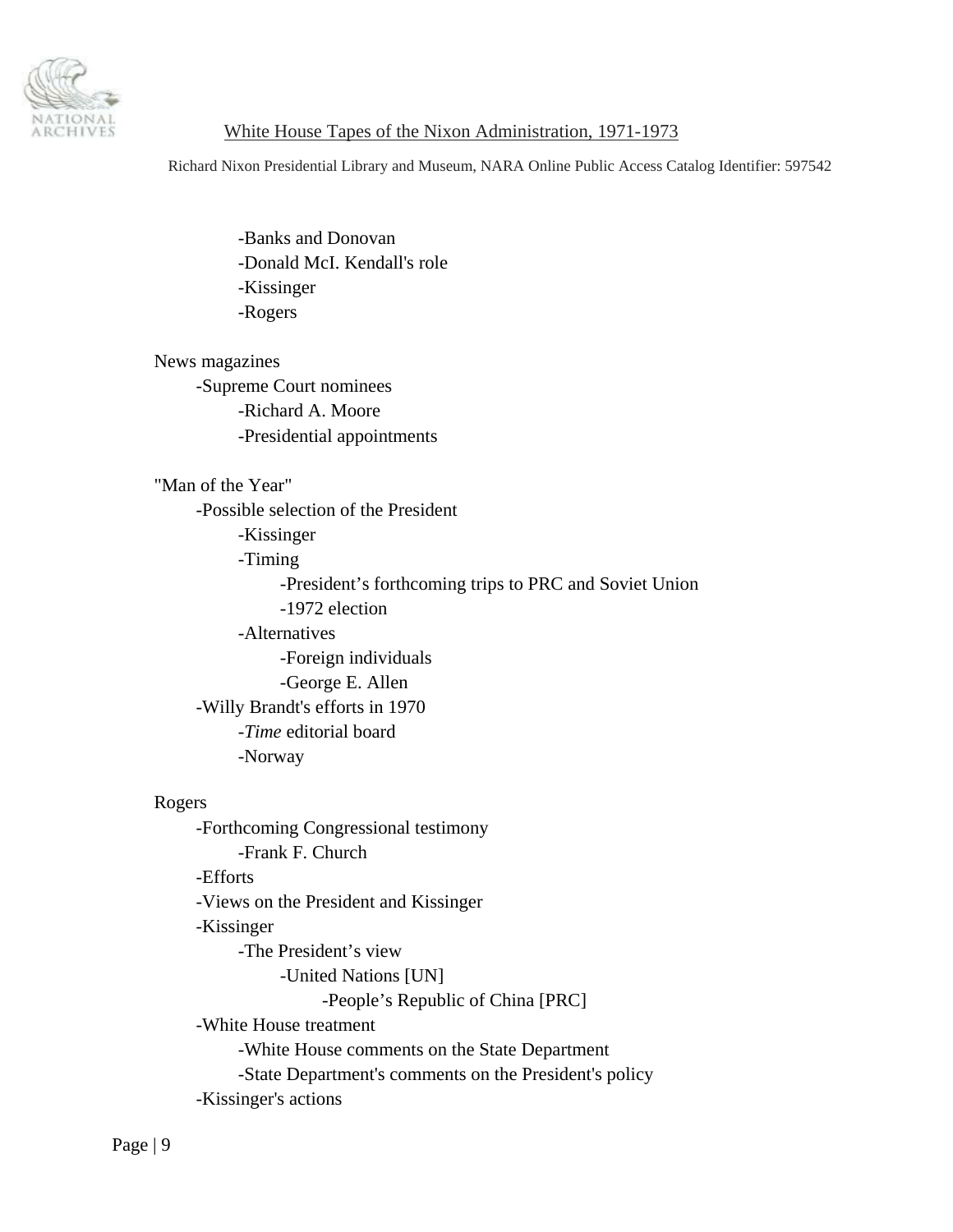- -Banks and Donovan
- -Donald McI. Kendall's role
- -Kissinger
- -Rogers

News magazines

- -Supreme Court nominees
  - -Richard A. Moore
  - -Presidential appointments

"Man of the Year"

- -Possible selection of the President
  - -Kissinger
  - -Timing
    - -President's forthcoming trips to PRC and Soviet Union
    - -1972 election
  - -Alternatives
    - -Foreign individuals
    - -George E. Allen
- -Willy Brandt's efforts in 1970
  - -*Time* editorial board
  - -Norway

Rogers

- -Forthcoming Congressional testimony
  - -Frank F. Church
- -Efforts
- -Views on the President and Kissinger
- -Kissinger
  - -The President's view
    - -United Nations [UN]
      - -People's Republic of China [PRC]
- -White House treatment
  - -White House comments on the State Department
  - -State Department's comments on the President's policy
- -Kissinger's actions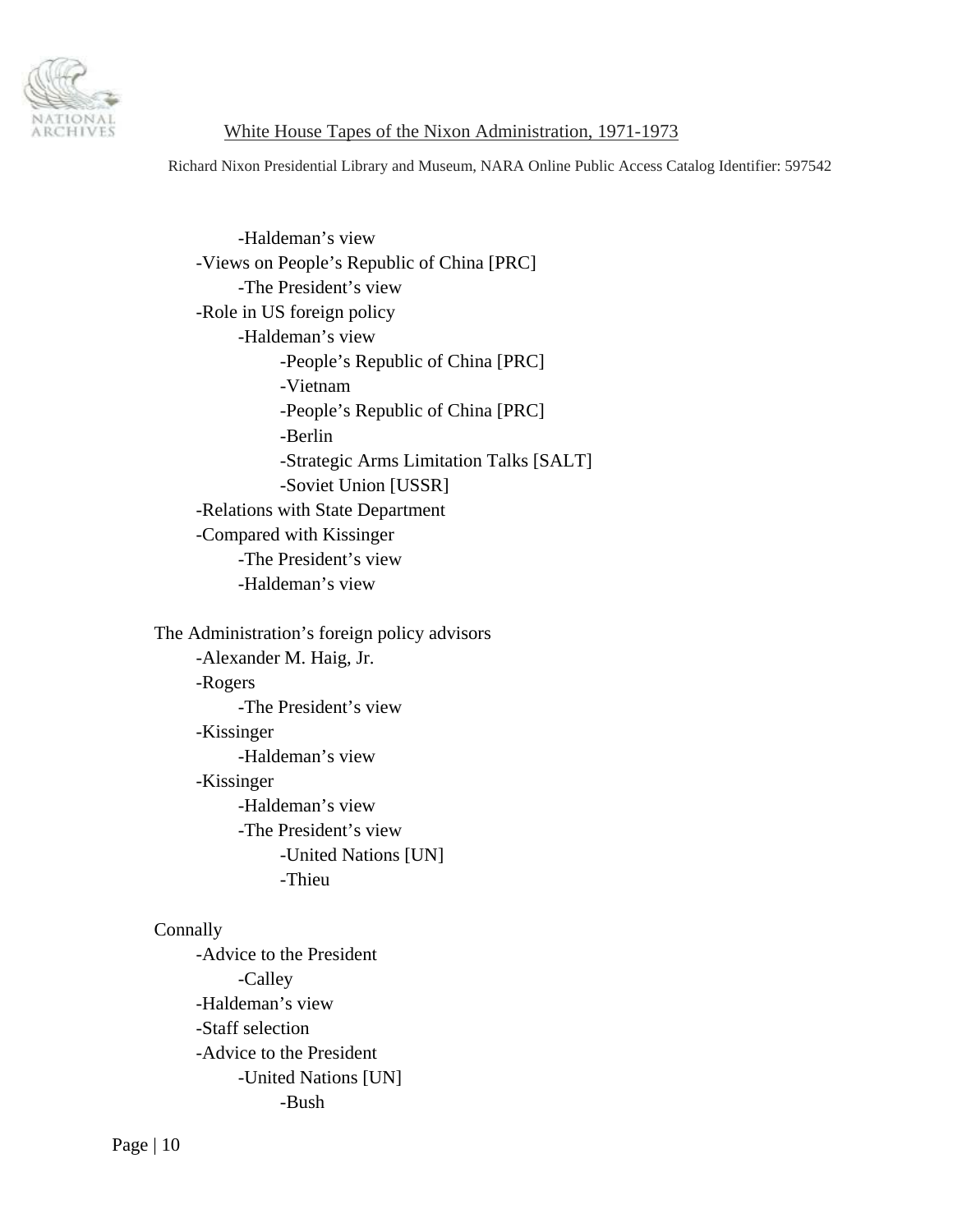- -Haldeman's view
- -Views on People's Republic of China [PRC]
  - -The President's view
- -Role in US foreign policy
  - -Haldeman's view
    - -People's Republic of China [PRC]
    - -Vietnam
    - -People's Republic of China [PRC]
    - -Berlin
    - -Strategic Arms Limitation Talks [SALT]
    - -Soviet Union [USSR]
- -Relations with State Department
- -Compared with Kissinger
  - -The President's view
  - -Haldeman's view

The Administration's foreign policy advisors

- -Alexander M. Haig, Jr.
- -Rogers
  - -The President's view
- -Kissinger
  - -Haldeman's view
- -Kissinger
  - -Haldeman's view
  - -The President's view
    - -United Nations [UN]
    - -Thieu

Connally

- -Advice to the President
  - -Calley
- -Haldeman's view
- -Staff selection
- -Advice to the President
  - -United Nations [UN]
    - -Bush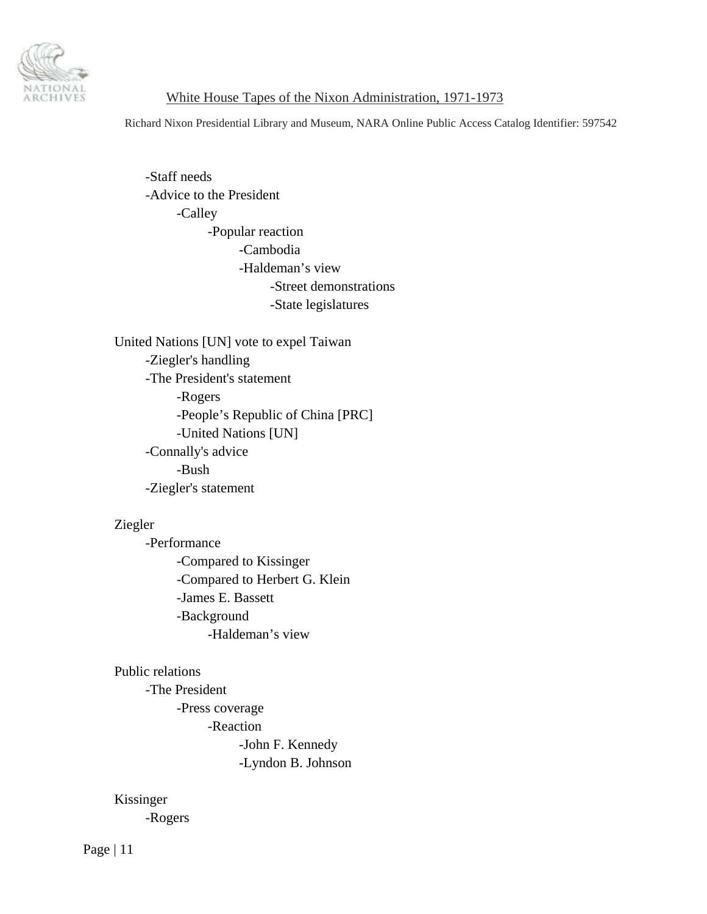-Staff needs
-Advice to the President
    -Calley
        -Popular reaction
            -Cambodia
            -Haldeman's view
                -Street demonstrations
                -State legislatures

United Nations [UN] vote to expel Taiwan
-Ziegler's handling
-The President's statement
    -Rogers
    -People's Republic of China [PRC]
    -United Nations [UN]
-Connally's advice
    -Bush
-Ziegler's statement

Ziegler
-Performance
    -Compared to Kissinger
    -Compared to Herbert G. Klein
    -James E. Bassett
    -Background
        -Haldeman's view

Public relations
-The President
    -Press coverage
        -Reaction
            -John F. Kennedy
            -Lyndon B. Johnson

Kissinger
-Rogers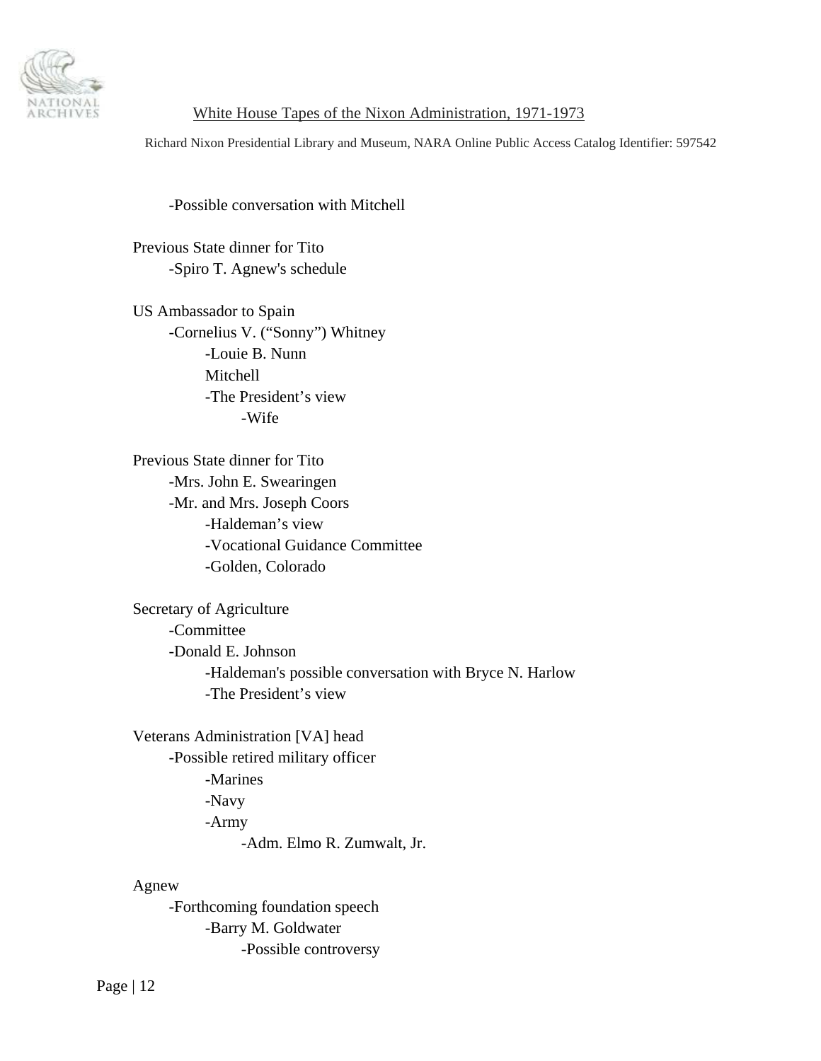-Possible conversation with Mitchell

Previous State dinner for Tito
- -Spiro T. Agnew's schedule

US Ambassador to Spain
- -Cornelius V. ("Sonny") Whitney
  - -Louie B. Nunn
  - Mitchell
  - -The President's view
    - -Wife

Previous State dinner for Tito
- -Mrs. John E. Swearingen
- -Mr. and Mrs. Joseph Coors
  - -Haldeman's view
  - -Vocational Guidance Committee
  - -Golden, Colorado

Secretary of Agriculture
- -Committee
- -Donald E. Johnson
  - -Haldeman's possible conversation with Bryce N. Harlow
  - -The President's view

Veterans Administration [VA] head
- -Possible retired military officer
  - -Marines
  - -Navy
  - -Army
    - -Adm. Elmo R. Zumwalt, Jr.

Agnew
- -Forthcoming foundation speech
  - -Barry M. Goldwater
    - -Possible controversy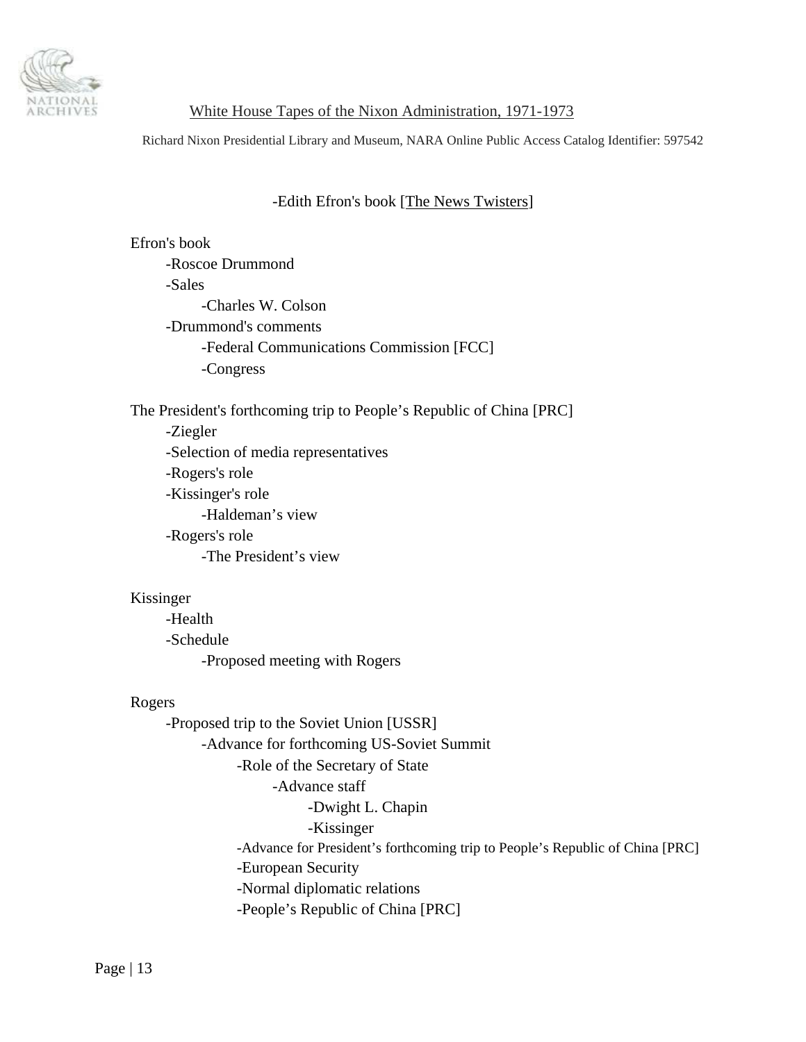-Edith Efron's book [The News Twisters]

Efron's book
- -Roscoe Drummond
- -Sales
  - -Charles W. Colson
- -Drummond's comments
  - -Federal Communications Commission [FCC]
  - -Congress

The President's forthcoming trip to People's Republic of China [PRC]
- -Ziegler
- -Selection of media representatives
- -Rogers's role
- -Kissinger's role
  - -Haldeman's view
- -Rogers's role
  - -The President's view

Kissinger
- -Health
- -Schedule
  - -Proposed meeting with Rogers

Rogers
- -Proposed trip to the Soviet Union [USSR]
  - -Advance for forthcoming US-Soviet Summit
    - -Role of the Secretary of State
      - -Advance staff
        - -Dwight L. Chapin
        - -Kissinger
    - -Advance for President's forthcoming trip to People's Republic of China [PRC]
    - -European Security
    - -Normal diplomatic relations
    - -People's Republic of China [PRC]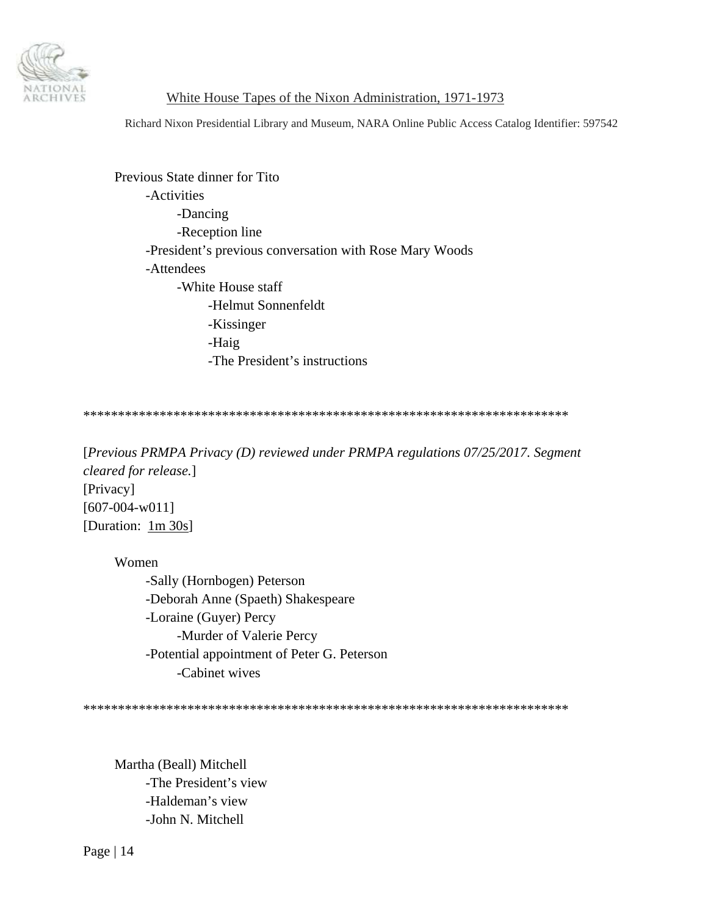Previous State dinner for Tito
- -Activities
  - -Dancing
  - -Reception line
- -President's previous conversation with Rose Mary Woods
- -Attendees
  - -White House staff
    - -Helmut Sonnenfeldt
    - -Kissinger
    - -Haig
    - -The President's instructions

\*\*\*\*\*\*\*\*\*\*\*\*\*\*\*\*\*\*\*\*\*\*\*\*\*\*\*\*\*\*\*\*\*\*\*\*\*\*\*\*\*\*\*\*\*\*\*\*\*\*\*\*\*\*\*\*\*\*\*\*\*\*\*\*\*\*\*\*\*\*\*\*

[*Previous PRMPA Privacy (D) reviewed under PRMPA regulations 07/25/2017. Segment cleared for release.*]
[Privacy]
[607-004-w011]
[Duration: 1m 30s]

Women
- -Sally (Hornbogen) Peterson
- -Deborah Anne (Spaeth) Shakespeare
- -Loraine (Guyer) Percy
  - -Murder of Valerie Percy
- -Potential appointment of Peter G. Peterson
  - -Cabinet wives

\*\*\*\*\*\*\*\*\*\*\*\*\*\*\*\*\*\*\*\*\*\*\*\*\*\*\*\*\*\*\*\*\*\*\*\*\*\*\*\*\*\*\*\*\*\*\*\*\*\*\*\*\*\*\*\*\*\*\*\*\*\*\*\*\*\*\*\*\*\*\*\*

Martha (Beall) Mitchell
- -The President's view
- -Haldeman's view
- -John N. Mitchell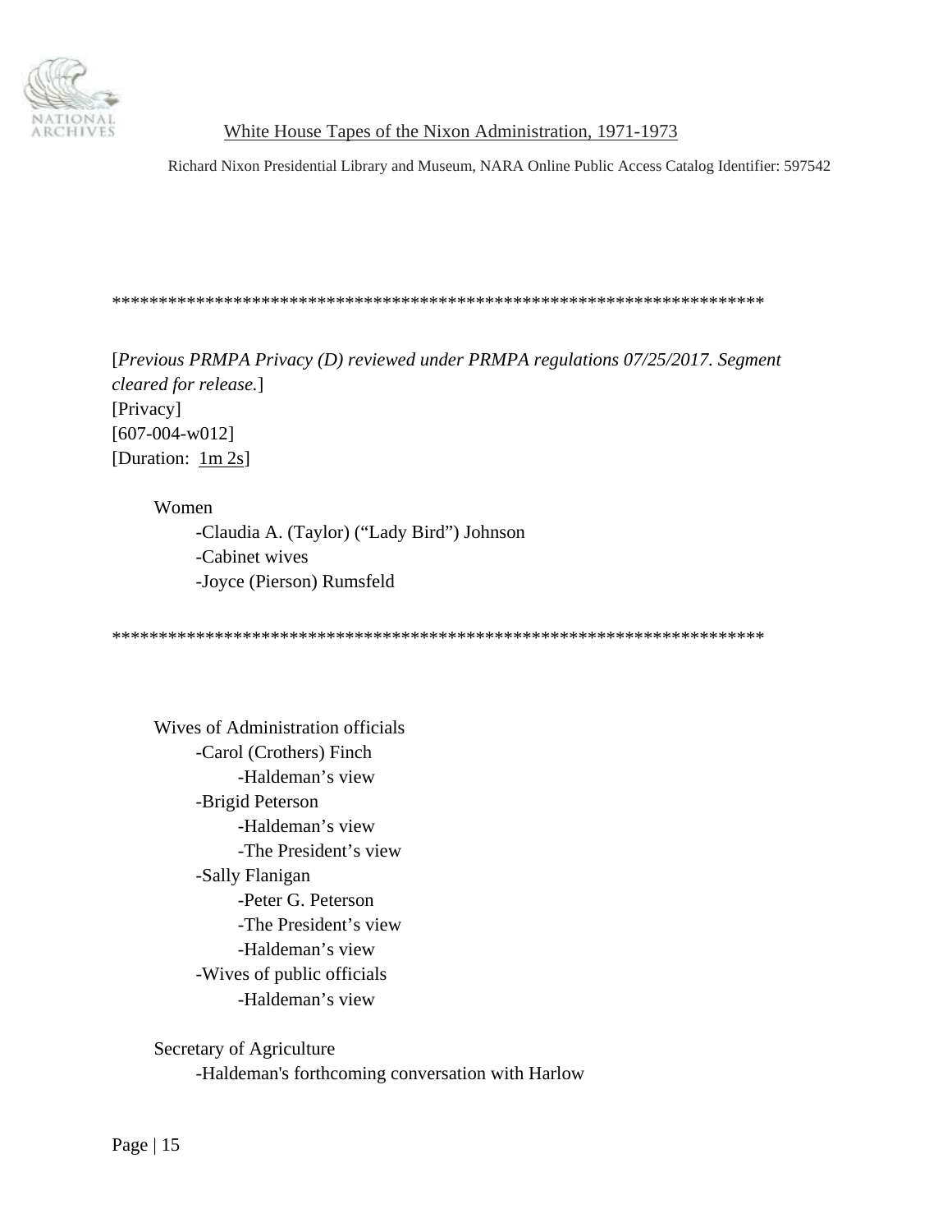***********************************************************************

[*Previous PRMPA Privacy (D) reviewed under PRMPA regulations 07/25/2017. Segment cleared for release.*]
[Privacy]
[607-004-w012]
[Duration: 1m 2s]

Women
- Claudia A. (Taylor) ("Lady Bird") Johnson
- Cabinet wives
- Joyce (Pierson) Rumsfeld

***********************************************************************

Wives of Administration officials
- Carol (Crothers) Finch
    - Haldeman's view
- Brigid Peterson
    - Haldeman's view
    - The President's view
- Sally Flanigan
    - Peter G. Peterson
    - The President's view
    - Haldeman's view
- Wives of public officials
    - Haldeman's view

Secretary of Agriculture
- Haldeman's forthcoming conversation with Harlow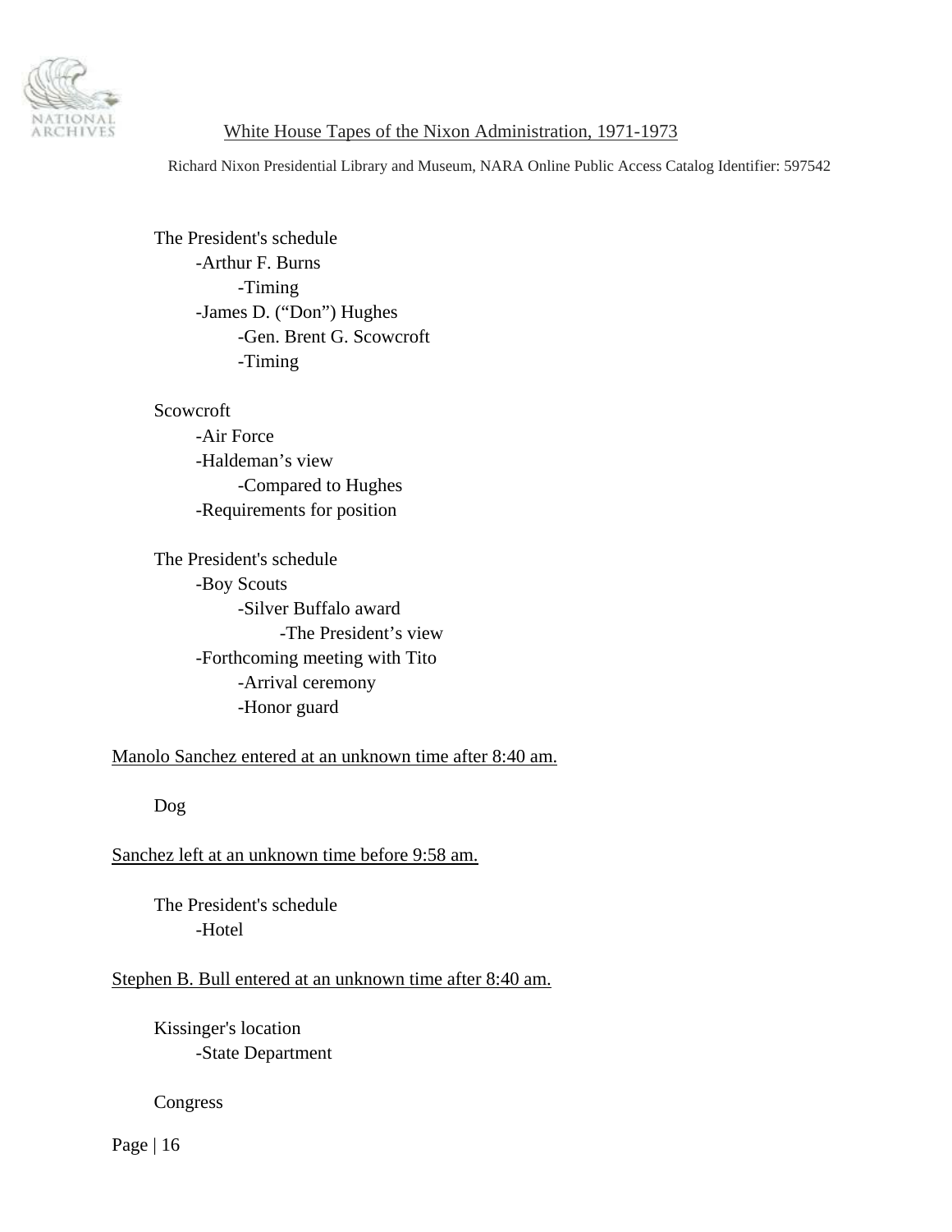The President's schedule
- -Arthur F. Burns
  - -Timing
- -James D. ("Don") Hughes
  - -Gen. Brent G. Scowcroft
  - -Timing

Scowcroft
- -Air Force
- -Haldeman's view
  - -Compared to Hughes
- -Requirements for position

The President's schedule
- -Boy Scouts
  - -Silver Buffalo award
    - -The President's view
- -Forthcoming meeting with Tito
  - -Arrival ceremony
  - -Honor guard

<u>Manolo Sanchez entered at an unknown time after 8:40 am.</u>

Dog

<u>Sanchez left at an unknown time before 9:58 am.</u>

The President's schedule
- -Hotel

<u>Stephen B. Bull entered at an unknown time after 8:40 am.</u>

Kissinger's location
- -State Department

Congress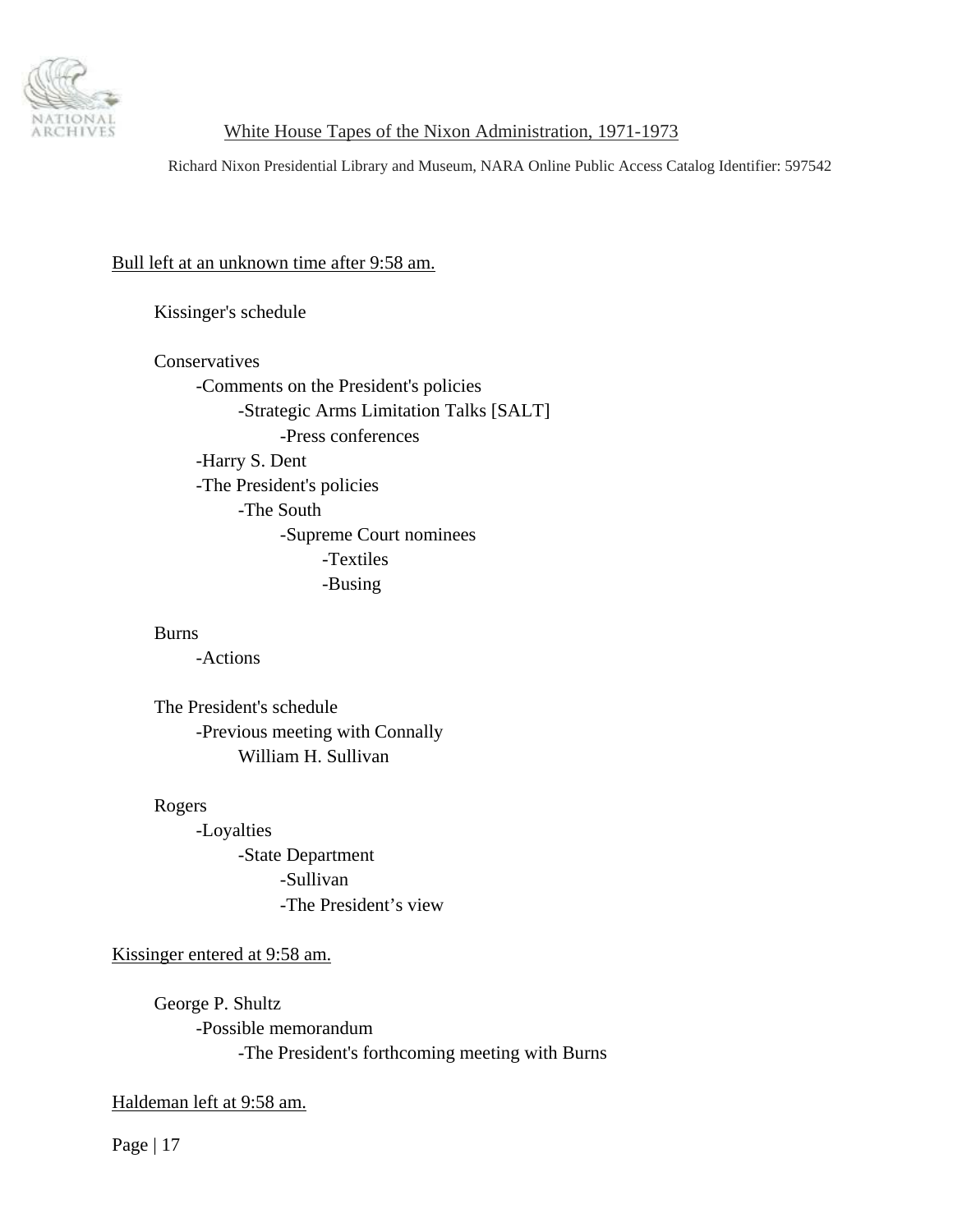<u>Bull left at an unknown time after 9:58 am.</u>

- Kissinger's schedule

- Conservatives
    - -Comments on the President's policies
        - -Strategic Arms Limitation Talks [SALT]
            - -Press conferences
    - -Harry S. Dent
    - -The President's policies
        - -The South
            - -Supreme Court nominees
                - -Textiles
                - -Busing

- Burns
    - -Actions

- The President's schedule
    - -Previous meeting with Connally
        - William H. Sullivan

- Rogers
    - -Loyalties
        - -State Department
            - -Sullivan
            - -The President's view

<u>Kissinger entered at 9:58 am.</u>

- George P. Shultz
    - -Possible memorandum
        - -The President's forthcoming meeting with Burns

<u>Haldeman left at 9:58 am.</u>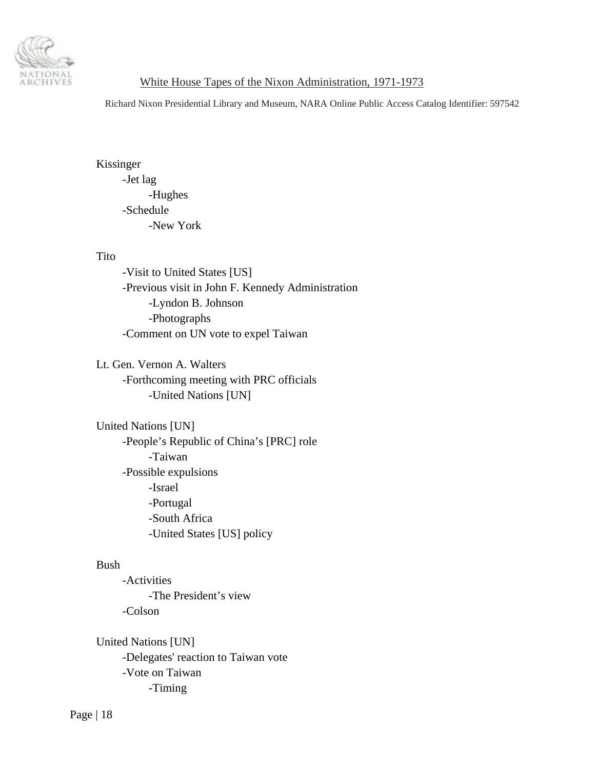Kissinger
- -Jet lag
  - -Hughes
- -Schedule
  - -New York

Tito
- -Visit to United States [US]
- -Previous visit in John F. Kennedy Administration
  - -Lyndon B. Johnson
  - -Photographs
- -Comment on UN vote to expel Taiwan

Lt. Gen. Vernon A. Walters
- -Forthcoming meeting with PRC officials
  - -United Nations [UN]

United Nations [UN]
- -People's Republic of China's [PRC] role
  - -Taiwan
- -Possible expulsions
  - -Israel
  - -Portugal
  - -South Africa
  - -United States [US] policy

Bush
- -Activities
  - -The President's view
- -Colson

United Nations [UN]
- -Delegates' reaction to Taiwan vote
- -Vote on Taiwan
  - -Timing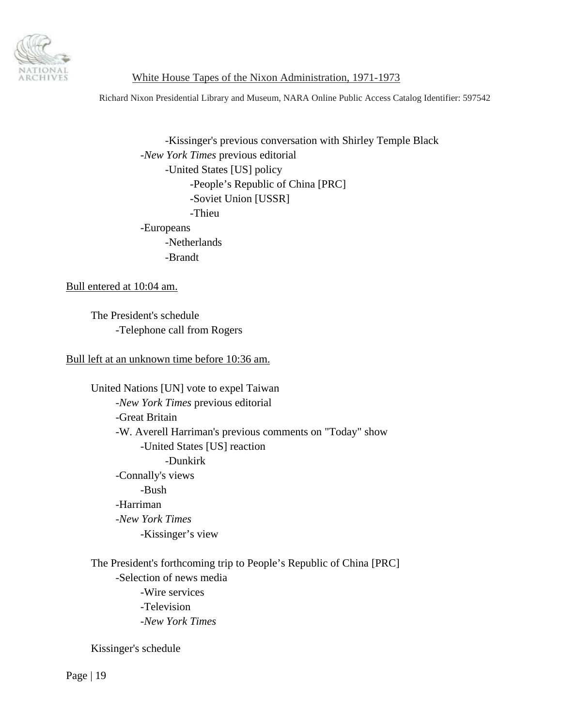- -Kissinger's previous conversation with Shirley Temple Black
- -*New York Times* previous editorial
    - -United States [US] policy
        - -People's Republic of China [PRC]
        - -Soviet Union [USSR]
        - -Thieu
- -Europeans
    - -Netherlands
    - -Brandt

<u>Bull entered at 10:04 am.</u>

The President's schedule
- -Telephone call from Rogers

<u>Bull left at an unknown time before 10:36 am.</u>

United Nations [UN] vote to expel Taiwan
- -*New York Times* previous editorial
- -Great Britain
- -W. Averell Harriman's previous comments on "Today" show
    - -United States [US] reaction
        - -Dunkirk
- -Connally's views
    - -Bush
- -Harriman
- -*New York Times*
    - -Kissinger's view

The President's forthcoming trip to People's Republic of China [PRC]
- -Selection of news media
    - -Wire services
    - -Television
    - -*New York Times*

Kissinger's schedule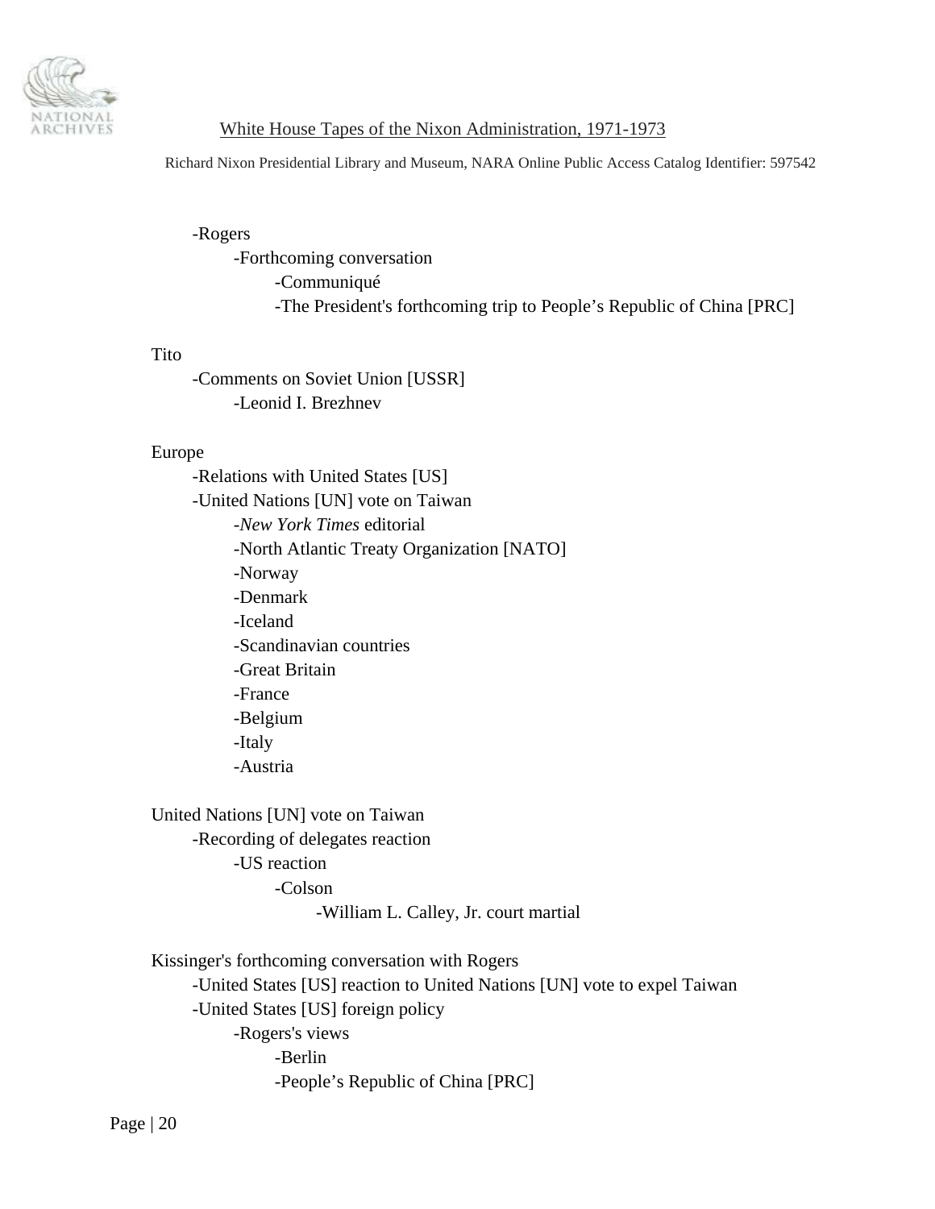- Rogers
  - Forthcoming conversation
    - Communiqué
    - The President's forthcoming trip to People's Republic of China [PRC]

Tito
- Comments on Soviet Union [USSR]
  - Leonid I. Brezhnev

Europe
- Relations with United States [US]
- United Nations [UN] vote on Taiwan
  - *New York Times* editorial
  - North Atlantic Treaty Organization [NATO]
  - Norway
  - Denmark
  - Iceland
  - Scandinavian countries
  - Great Britain
  - France
  - Belgium
  - Italy
  - Austria

United Nations [UN] vote on Taiwan
- Recording of delegates reaction
  - US reaction
    - Colson
      - William L. Calley, Jr. court martial

Kissinger's forthcoming conversation with Rogers
- United States [US] reaction to United Nations [UN] vote to expel Taiwan
- United States [US] foreign policy
  - Rogers's views
    - Berlin
    - People's Republic of China [PRC]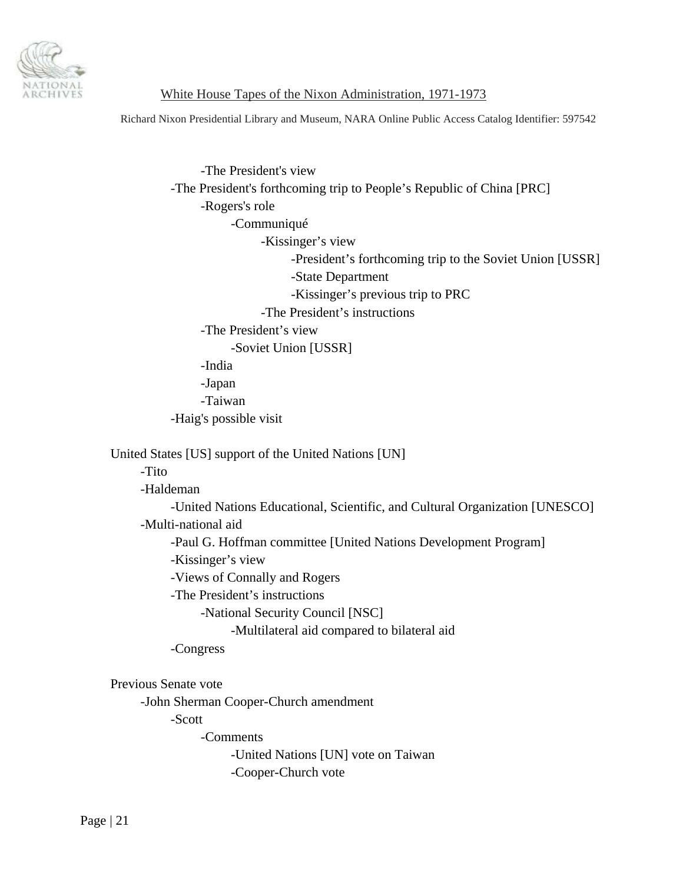- The President's view
- The President's forthcoming trip to People's Republic of China [PRC]
    - Rogers's role
        - Communiqué
            - Kissinger's view
                - President's forthcoming trip to the Soviet Union [USSR]
                - State Department
                - Kissinger's previous trip to PRC
            - The President's instructions
    - The President's view
        - Soviet Union [USSR]
    - India
    - Japan
    - Taiwan
- Haig's possible visit

United States [US] support of the United Nations [UN]
- Tito
- Haldeman
    - United Nations Educational, Scientific, and Cultural Organization [UNESCO]
- Multi-national aid
    - Paul G. Hoffman committee [United Nations Development Program]
    - Kissinger's view
    - Views of Connally and Rogers
    - The President's instructions
        - National Security Council [NSC]
            - Multilateral aid compared to bilateral aid
    - Congress

Previous Senate vote
- John Sherman Cooper-Church amendment
    - Scott
        - Comments
            - United Nations [UN] vote on Taiwan
            - Cooper-Church vote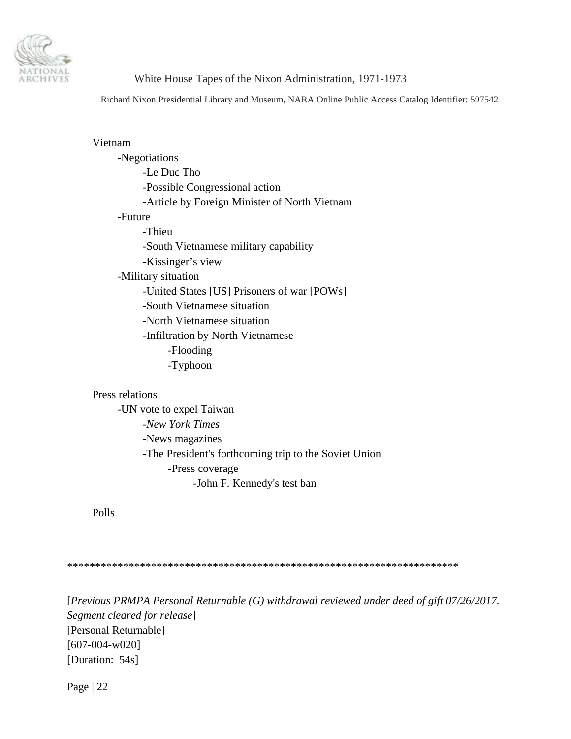Vietnam
- -Negotiations
  - -Le Duc Tho
  - -Possible Congressional action
  - -Article by Foreign Minister of North Vietnam
- -Future
  - -Thieu
  - -South Vietnamese military capability
  - -Kissinger's view
- -Military situation
  - -United States [US] Prisoners of war [POWs]
  - -South Vietnamese situation
  - -North Vietnamese situation
  - -Infiltration by North Vietnamese
    - -Flooding
    - -Typhoon

Press relations
- -UN vote to expel Taiwan
  - -*New York Times*
  - -News magazines
  - -The President's forthcoming trip to the Soviet Union
    - -Press coverage
      - -John F. Kennedy's test ban

Polls

**********************************************************************

[*Previous PRMPA Personal Returnable (G) withdrawal reviewed under deed of gift 07/26/2017. Segment cleared for release*]
[Personal Returnable]
[607-004-w020]
[Duration: 54s]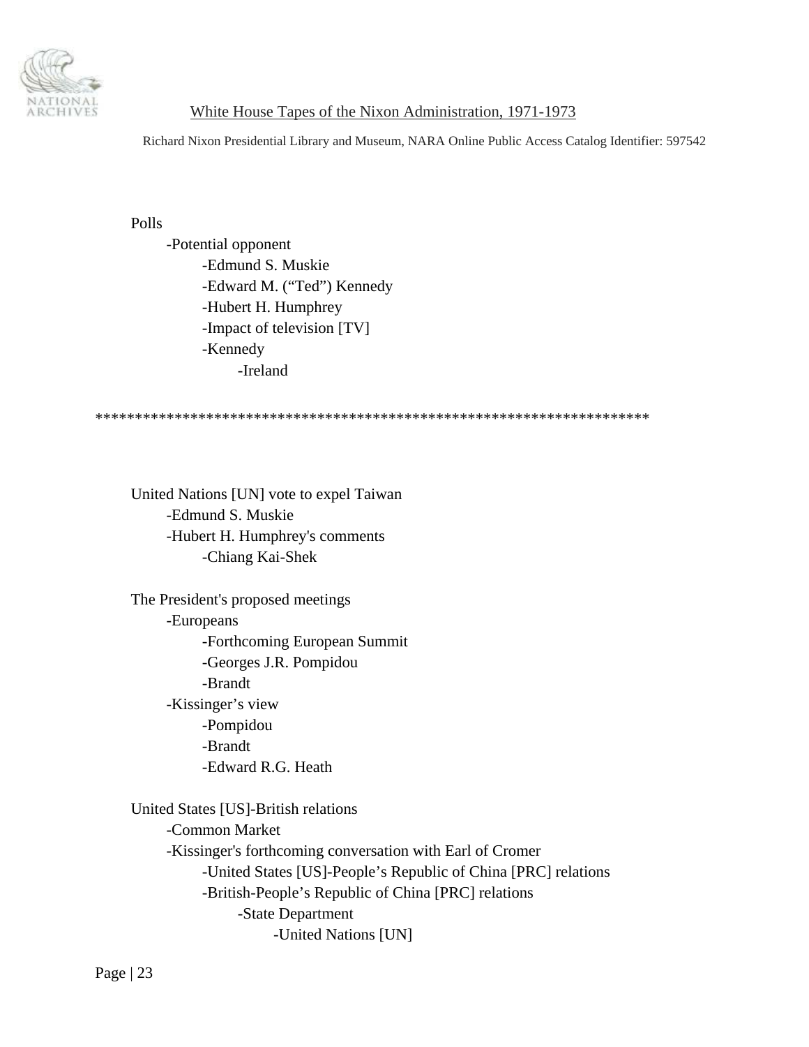Polls
- -Potential opponent
    - -Edmund S. Muskie
    - -Edward M. ("Ted") Kennedy
    - -Hubert H. Humphrey
    - -Impact of television [TV]
    - -Kennedy
        - -Ireland

**********************************************************************

United Nations [UN] vote to expel Taiwan
- -Edmund S. Muskie
- -Hubert H. Humphrey's comments
    - -Chiang Kai-Shek

The President's proposed meetings
- -Europeans
    - -Forthcoming European Summit
    - -Georges J.R. Pompidou
    - -Brandt
- -Kissinger's view
    - -Pompidou
    - -Brandt
    - -Edward R.G. Heath

United States [US]-British relations
- -Common Market
- -Kissinger's forthcoming conversation with Earl of Cromer
    - -United States [US]-People's Republic of China [PRC] relations
    - -British-People's Republic of China [PRC] relations
        - -State Department
            - -United Nations [UN]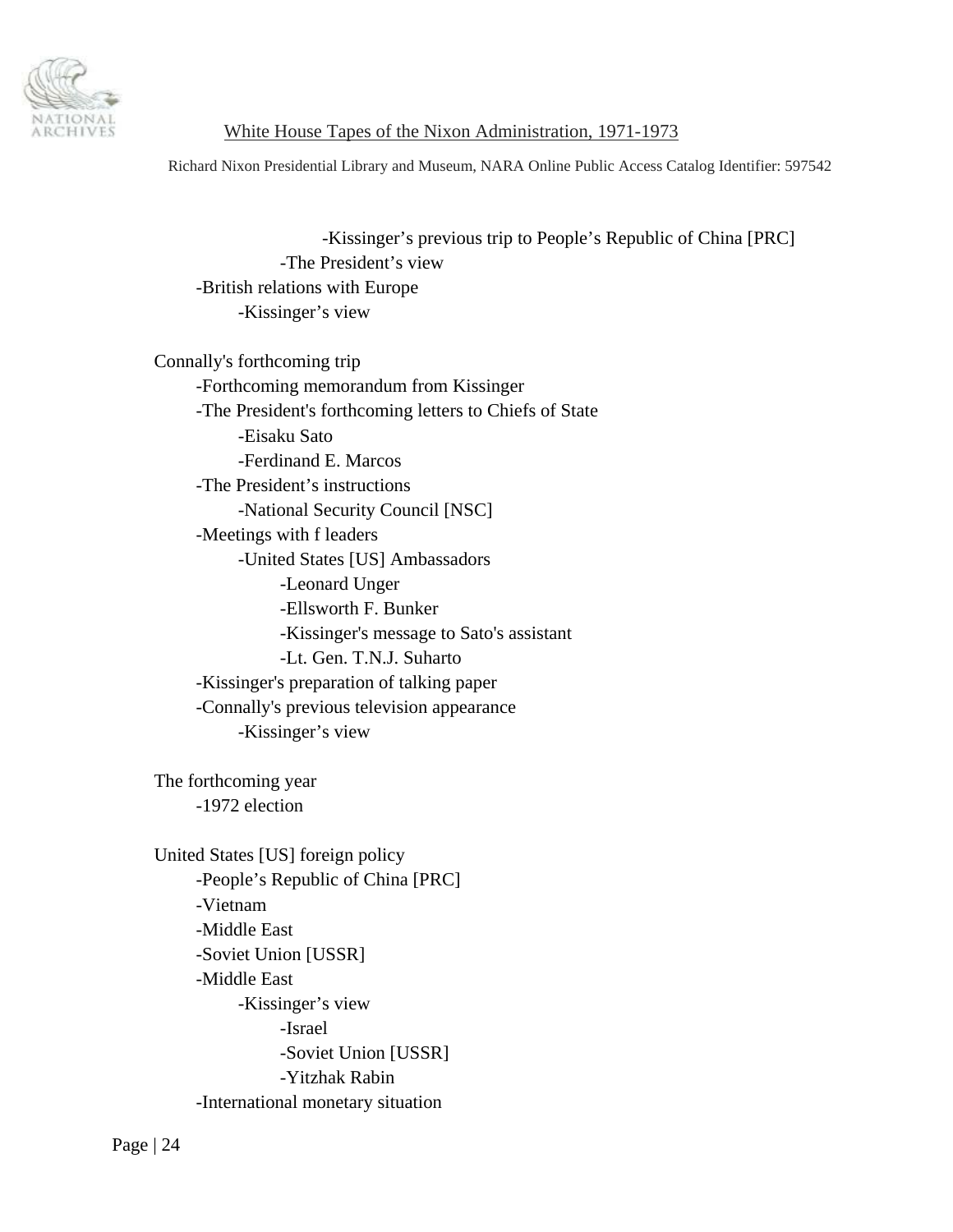-Kissinger’s previous trip to People’s Republic of China [PRC]
            -The President’s view
    -British relations with Europe
        -Kissinger’s view

Connally's forthcoming trip
    -Forthcoming memorandum from Kissinger
    -The President's forthcoming letters to Chiefs of State
        -Eisaku Sato
        -Ferdinand E. Marcos
    -The President’s instructions
        -National Security Council [NSC]
    -Meetings with f leaders
        -United States [US] Ambassadors
            -Leonard Unger
            -Ellsworth F. Bunker
            -Kissinger's message to Sato's assistant
            -Lt. Gen. T.N.J. Suharto
    -Kissinger's preparation of talking paper
    -Connally's previous television appearance
        -Kissinger’s view

The forthcoming year
    -1972 election

United States [US] foreign policy
    -People’s Republic of China [PRC]
    -Vietnam
    -Middle East
    -Soviet Union [USSR]
    -Middle East
        -Kissinger’s view
            -Israel
            -Soviet Union [USSR]
            -Yitzhak Rabin
    -International monetary situation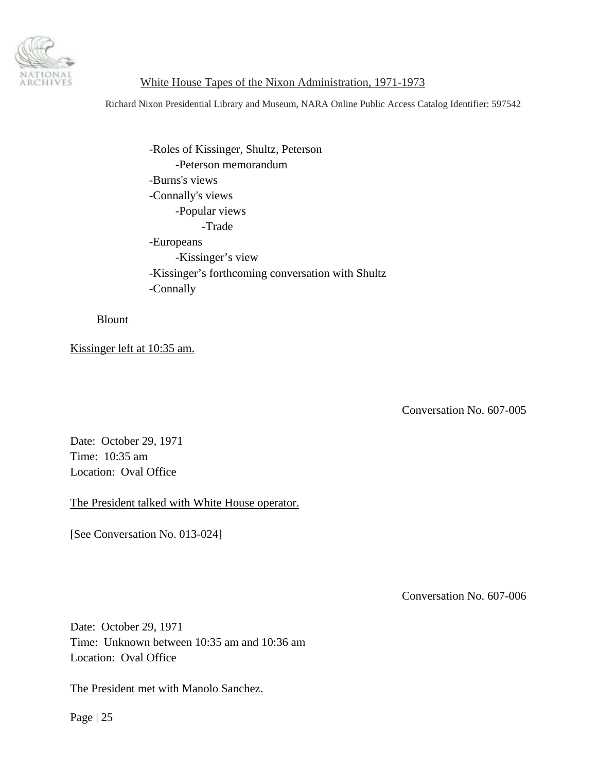- Roles of Kissinger, Shultz, Peterson
    - Peterson memorandum
- Burns's views
- Connally's views
    - Popular views
        - Trade
- Europeans
    - Kissinger's view
- Kissinger's forthcoming conversation with Shultz
- Connally

Blount

Kissinger left at 10:35 am.

Conversation No. 607-005

Date: October 29, 1971
Time: 10:35 am
Location: Oval Office

The President talked with White House operator.

[See Conversation No. 013-024]

Conversation No. 607-006

Date: October 29, 1971
Time: Unknown between 10:35 am and 10:36 am
Location: Oval Office

The President met with Manolo Sanchez.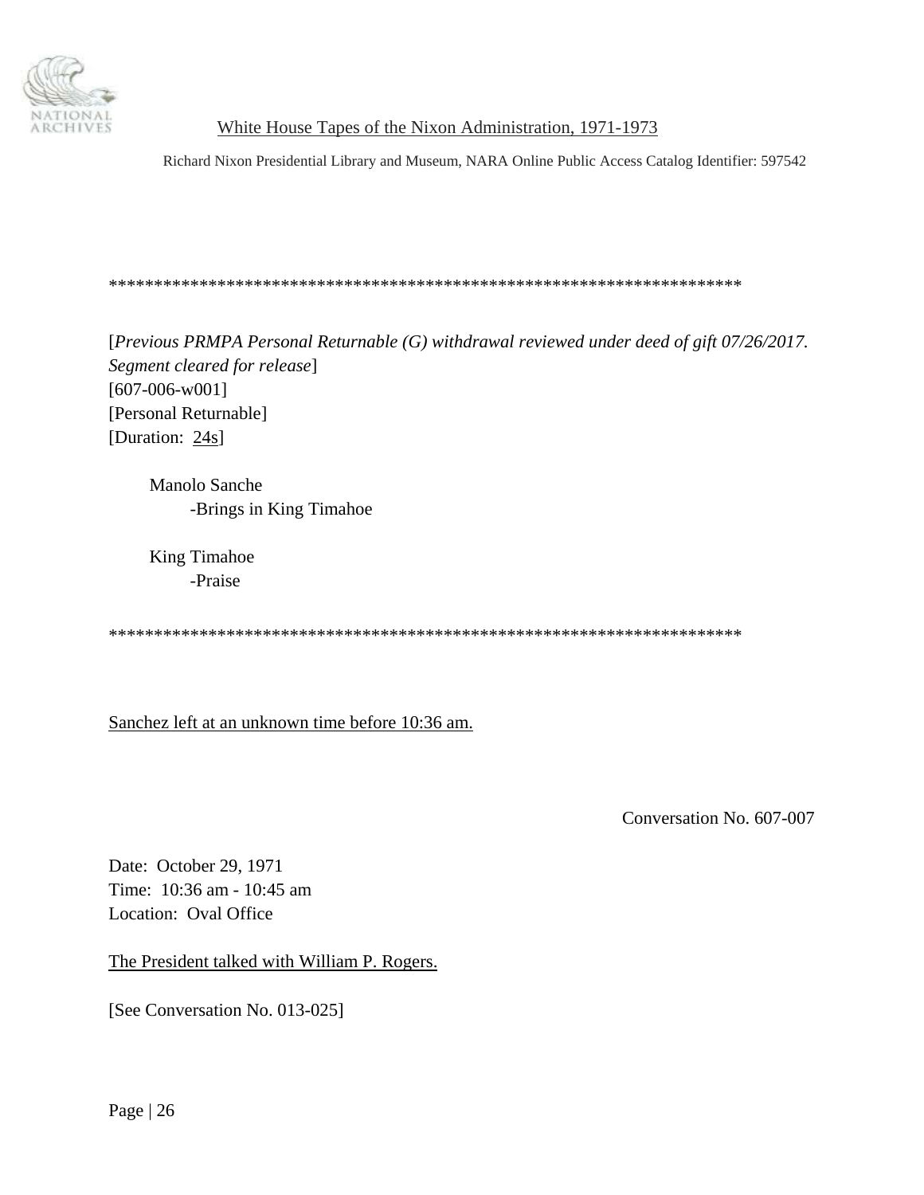*************************************************************************

[*Previous PRMPA Personal Returnable (G) withdrawal reviewed under deed of gift 07/26/2017. Segment cleared for release*]
[607-006-w001]
[Personal Returnable]
[Duration: 24s]

Manolo Sanche
  -Brings in King Timahoe

King Timahoe
  -Praise

*************************************************************************

Sanchez left at an unknown time before 10:36 am.

Conversation No. 607-007

Date: October 29, 1971
Time: 10:36 am - 10:45 am
Location: Oval Office

The President talked with William P. Rogers.

[See Conversation No. 013-025]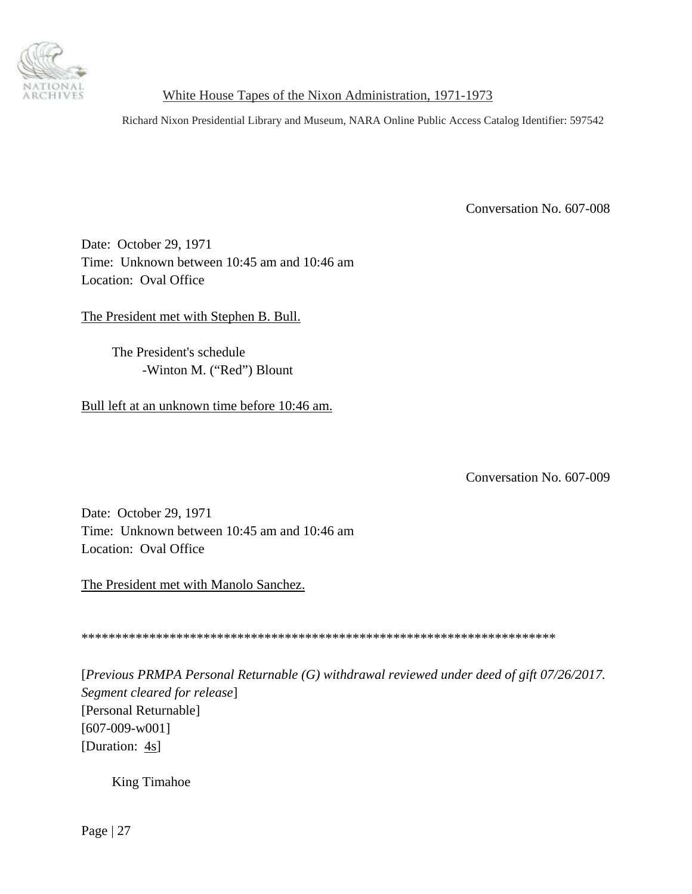Conversation No. 607-008

Date: October 29, 1971
Time: Unknown between 10:45 am and 10:46 am
Location: Oval Office

The President met with Stephen B. Bull.

The President's schedule
- Winton M. ("Red") Blount

Bull left at an unknown time before 10:46 am.

Conversation No. 607-009

Date: October 29, 1971
Time: Unknown between 10:45 am and 10:46 am
Location: Oval Office

The President met with Manolo Sanchez.

************************************************************************

[*Previous PRMPA Personal Returnable (G) withdrawal reviewed under deed of gift 07/26/2017. Segment cleared for release*]
[Personal Returnable]
[607-009-w001]
[Duration: 4s]

King Timahoe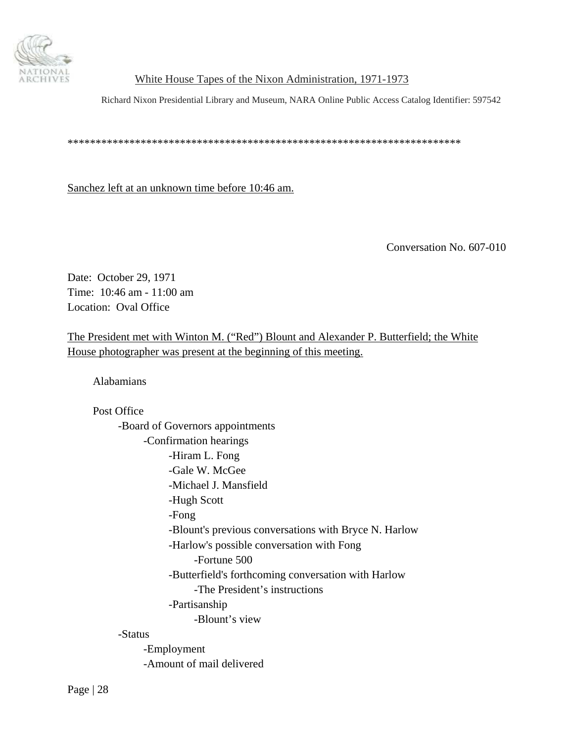************************************************************************

<u>Sanchez left at an unknown time before 10:46 am.</u>

Conversation No. 607-010

Date: October 29, 1971
Time: 10:46 am - 11:00 am
Location: Oval Office

<u>The President met with Winton M. ("Red") Blount and Alexander P. Butterfield; the White House photographer was present at the beginning of this meeting.</u>

Alabamians

Post Office
- Board of Governors appointments
  - Confirmation hearings
    - Hiram L. Fong
    - Gale W. McGee
    - Michael J. Mansfield
    - Hugh Scott
    - Fong
    - Blount's previous conversations with Bryce N. Harlow
    - Harlow's possible conversation with Fong
      - Fortune 500
    - Butterfield's forthcoming conversation with Harlow
      - The President's instructions
    - Partisanship
      - Blount's view
- Status
  - Employment
  - Amount of mail delivered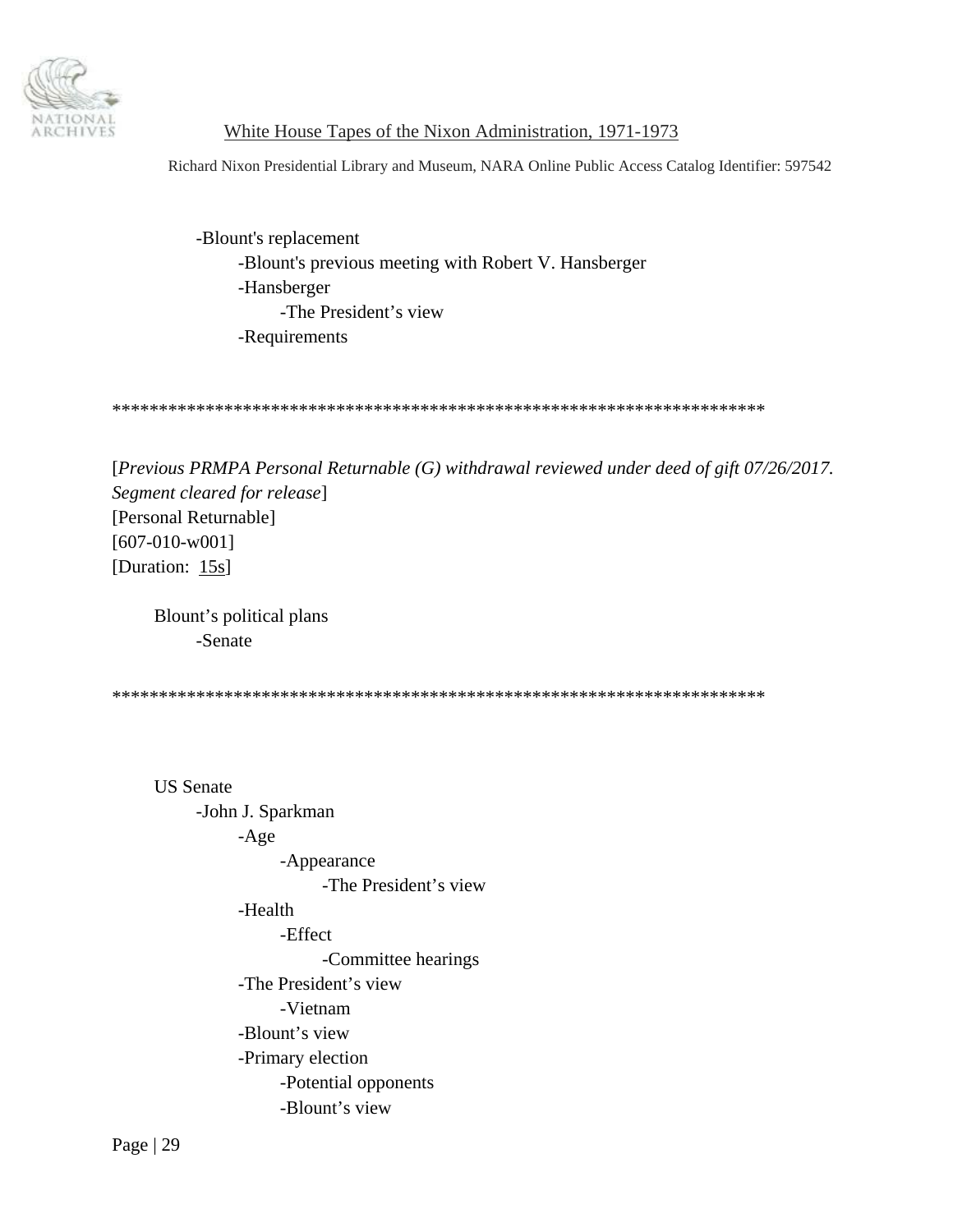- Blount's replacement
    - Blount's previous meeting with Robert V. Hansberger
    - Hansberger
        - The President's view
    - Requirements

**********************************************************************

[*Previous PRMPA Personal Returnable (G) withdrawal reviewed under deed of gift 07/26/2017. Segment cleared for release*]
[Personal Returnable]
[607-010-w001]
[Duration: 15s]

Blount's political plans
- Senate

**********************************************************************

US Senate
- John J. Sparkman
    - Age
        - Appearance
            - The President's view
    - Health
        - Effect
            - Committee hearings
    - The President's view
        - Vietnam
    - Blount's view
    - Primary election
        - Potential opponents
        - Blount's view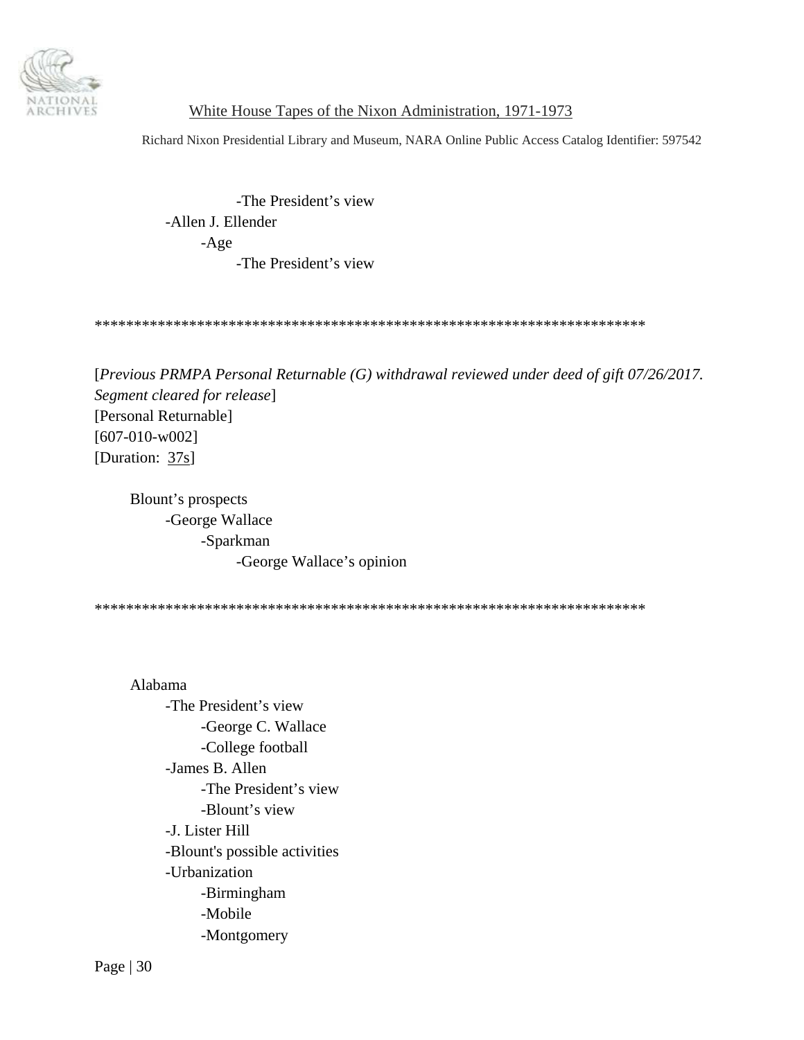-The President's view
    -Allen J. Ellender
        -Age
            -The President's view

*************************************************************************

[*Previous PRMPA Personal Returnable (G) withdrawal reviewed under deed of gift 07/26/2017. Segment cleared for release*]
[Personal Returnable]
[607-010-w002]
[Duration: 37s]

Blount's prospects
- George Wallace
    - Sparkman
        - George Wallace's opinion

*************************************************************************

Alabama
- The President's view
    - George C. Wallace
    - College football
- James B. Allen
    - The President's view
    - Blount's view
- J. Lister Hill
- Blount's possible activities
- Urbanization
    - Birmingham
    - Mobile
    - Montgomery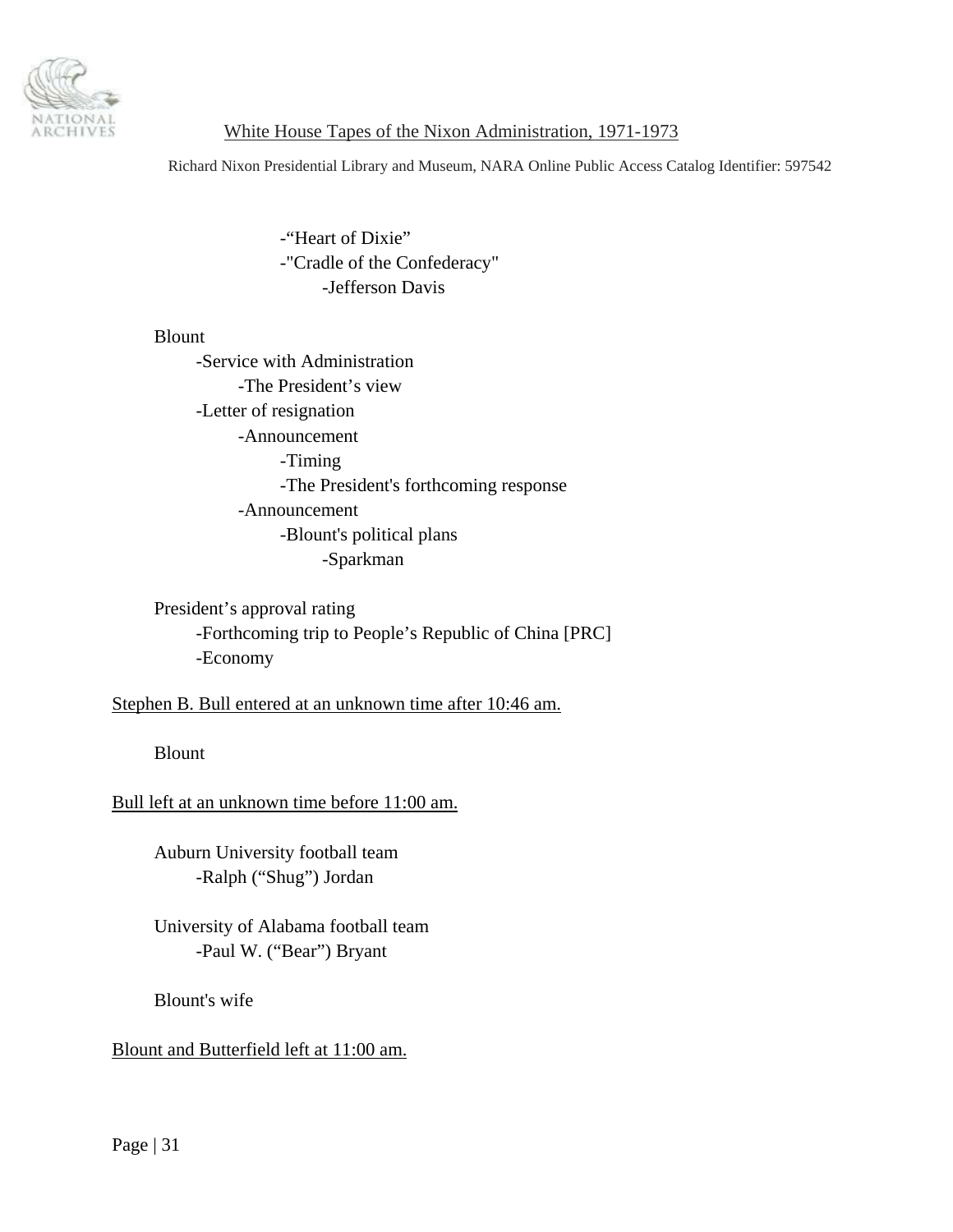- "Heart of Dixie"
- "Cradle of the Confederacy"
    - Jefferson Davis

Blount
- Service with Administration
    - The President's view
- Letter of resignation
    - Announcement
        - Timing
        - The President's forthcoming response
    - Announcement
        - Blount's political plans
            - Sparkman

President's approval rating
- Forthcoming trip to People's Republic of China [PRC]
- Economy

<u>Stephen B. Bull entered at an unknown time after 10:46 am.</u>

Blount

<u>Bull left at an unknown time before 11:00 am.</u>

Auburn University football team
- Ralph ("Shug") Jordan

University of Alabama football team
- Paul W. ("Bear") Bryant

Blount's wife

<u>Blount and Butterfield left at 11:00 am.</u>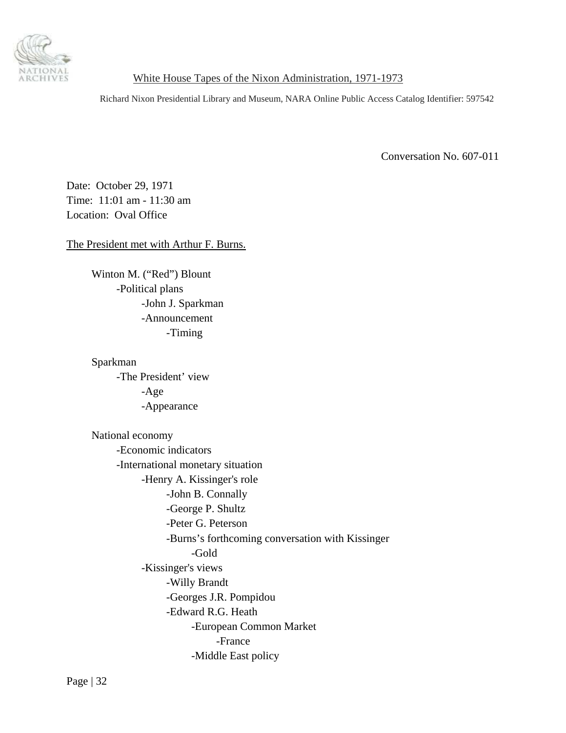Conversation No. 607-011

Date: October 29, 1971
Time: 11:01 am - 11:30 am
Location: Oval Office

The President met with Arthur F. Burns.

- Winton M. ("Red") Blount
  - -Political plans
    - -John J. Sparkman
    - -Announcement
      - -Timing

- Sparkman
  - -The President' view
    - -Age
    - -Appearance

- National economy
  - -Economic indicators
  - -International monetary situation
    - -Henry A. Kissinger's role
      - -John B. Connally
      - -George P. Shultz
      - -Peter G. Peterson
      - -Burns's forthcoming conversation with Kissinger
        - -Gold
    - -Kissinger's views
      - -Willy Brandt
      - -Georges J.R. Pompidou
      - -Edward R.G. Heath
        - -European Common Market
          - -France
        - -Middle East policy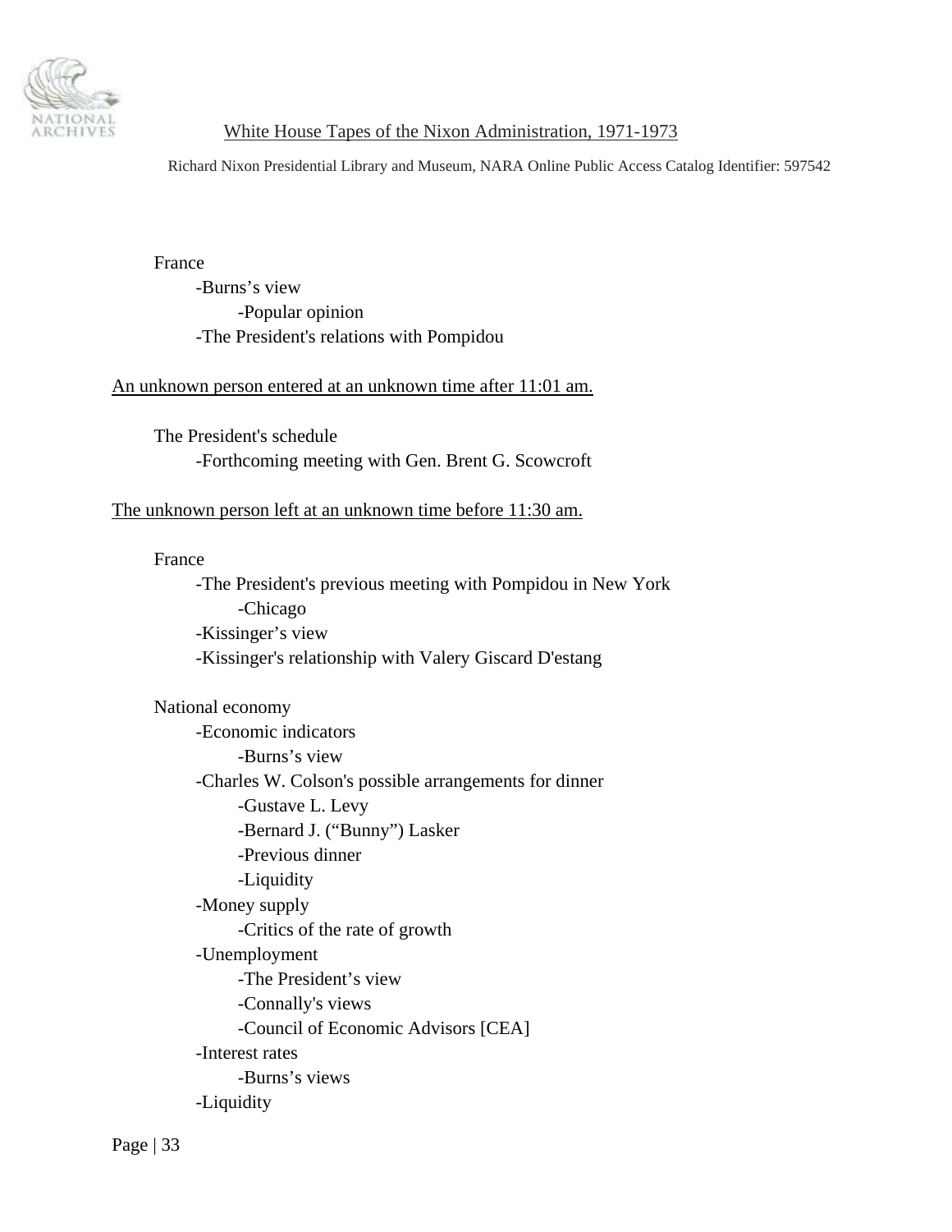France

- -Burns's view
    - -Popular opinion
- -The President's relations with Pompidou

<u>An unknown person entered at an unknown time after 11:01 am.</u>

The President's schedule

- -Forthcoming meeting with Gen. Brent G. Scowcroft

<u>The unknown person left at an unknown time before 11:30 am.</u>

France

- -The President's previous meeting with Pompidou in New York
    - -Chicago
- -Kissinger's view
- -Kissinger's relationship with Valery Giscard D'estang

National economy

- -Economic indicators
    - -Burns's view
- -Charles W. Colson's possible arrangements for dinner
    - -Gustave L. Levy
    - -Bernard J. ("Bunny") Lasker
    - -Previous dinner
    - -Liquidity
- -Money supply
    - -Critics of the rate of growth
- -Unemployment
    - -The President's view
    - -Connally's views
    - -Council of Economic Advisors [CEA]
- -Interest rates
    - -Burns's views
- -Liquidity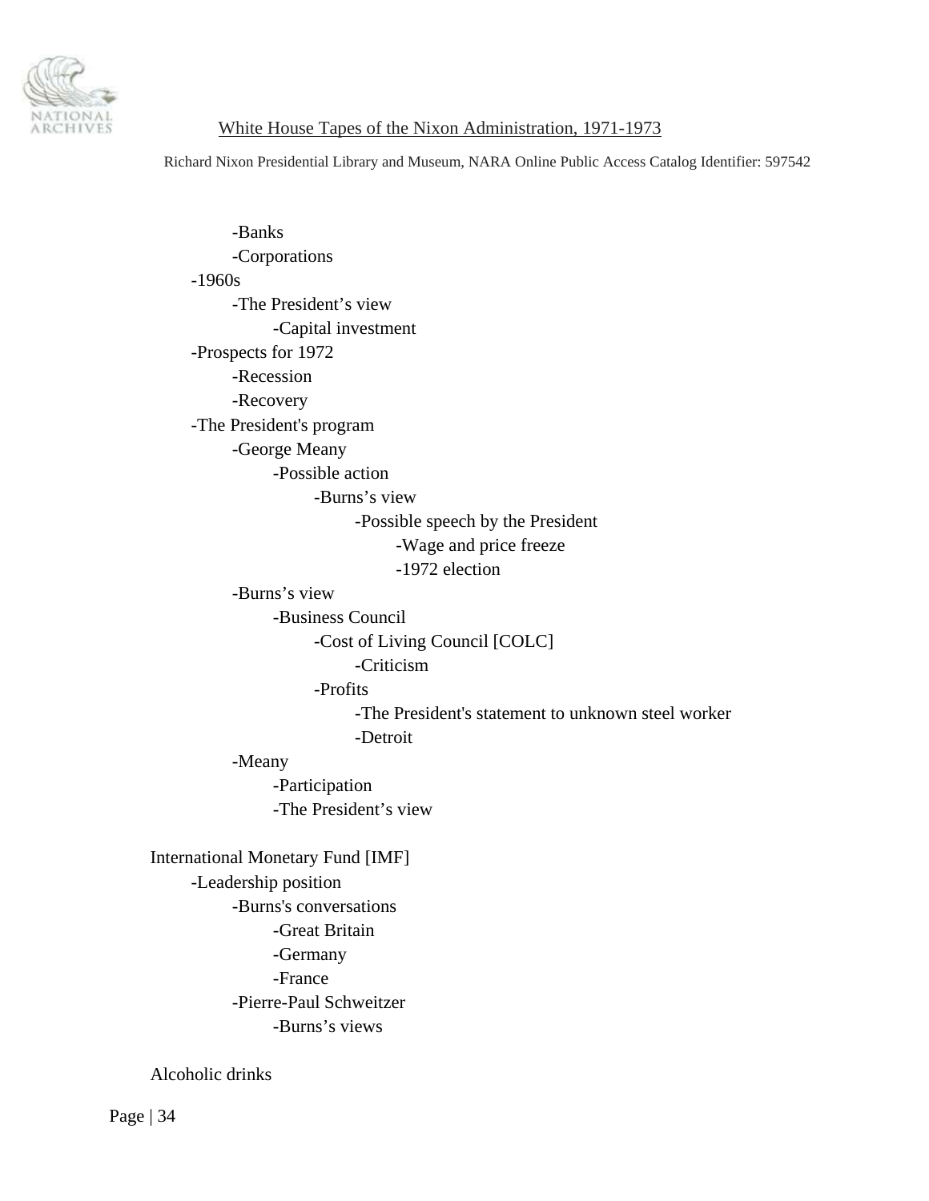-Banks
-Corporations
-1960s
-The President's view
-Capital investment
-Prospects for 1972
-Recession
-Recovery
-The President's program
-George Meany
-Possible action
-Burns's view
-Possible speech by the President
-Wage and price freeze
-1972 election
-Burns's view
-Business Council
-Cost of Living Council [COLC]
-Criticism
-Profits
-The President's statement to unknown steel worker
-Detroit
-Meany
-Participation
-The President's view

International Monetary Fund [IMF]
-Leadership position
-Burns's conversations
-Great Britain
-Germany
-France
-Pierre-Paul Schweitzer
-Burns's views

Alcoholic drinks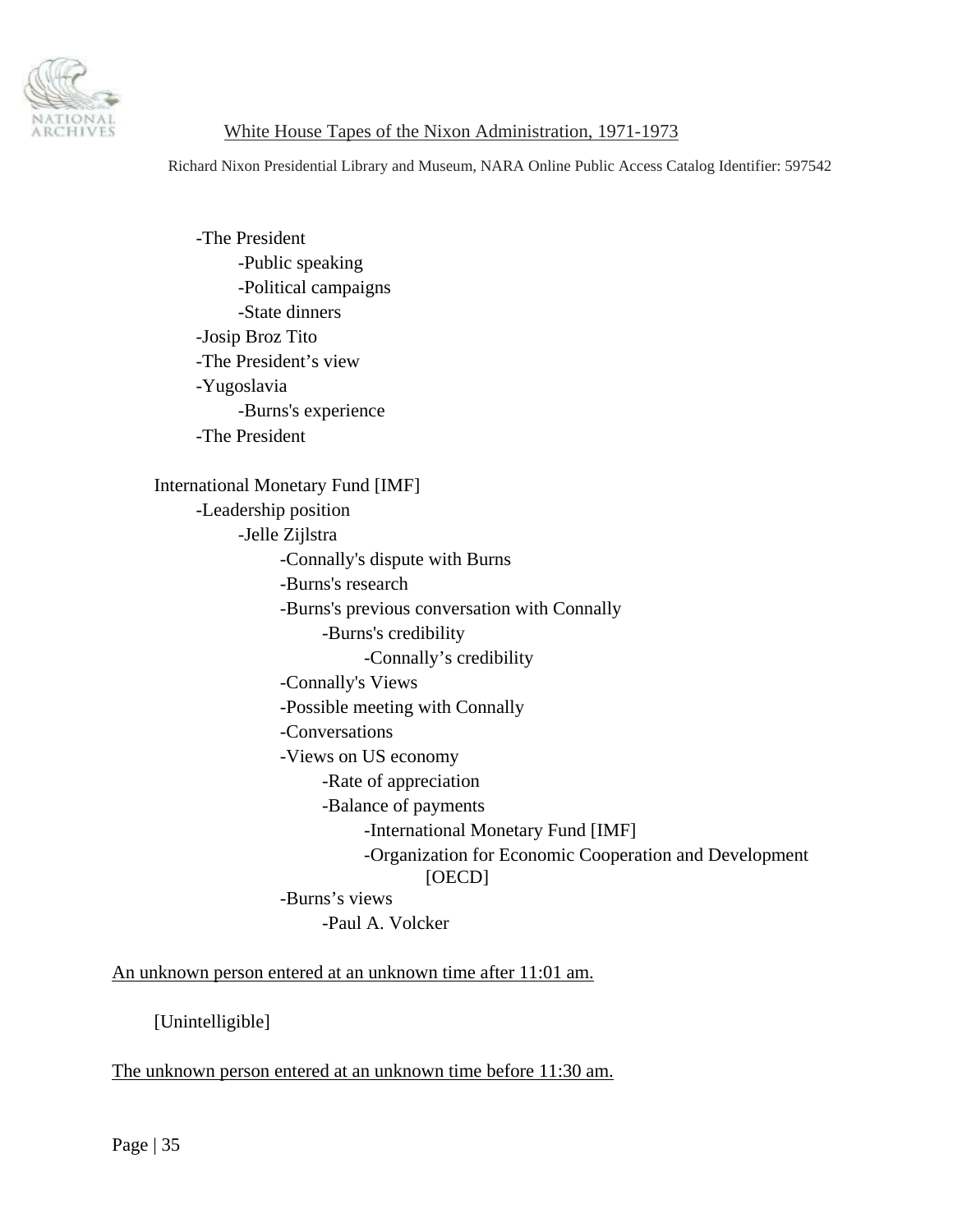- The President
    - Public speaking
    - Political campaigns
    - State dinners
- Josip Broz Tito
- The President's view
- Yugoslavia
    - Burns's experience
- The President

International Monetary Fund [IMF]
- Leadership position
    - Jelle Zijlstra
        - Connally's dispute with Burns
        - Burns's research
        - Burns's previous conversation with Connally
            - Burns's credibility
                - Connally's credibility
        - Connally's Views
        - Possible meeting with Connally
        - Conversations
        - Views on US economy
            - Rate of appreciation
            - Balance of payments
                - International Monetary Fund [IMF]
                - Organization for Economic Cooperation and Development [OECD]
        - Burns's views
            - Paul A. Volcker

An unknown person entered at an unknown time after 11:01 am.

[Unintelligible]

The unknown person entered at an unknown time before 11:30 am.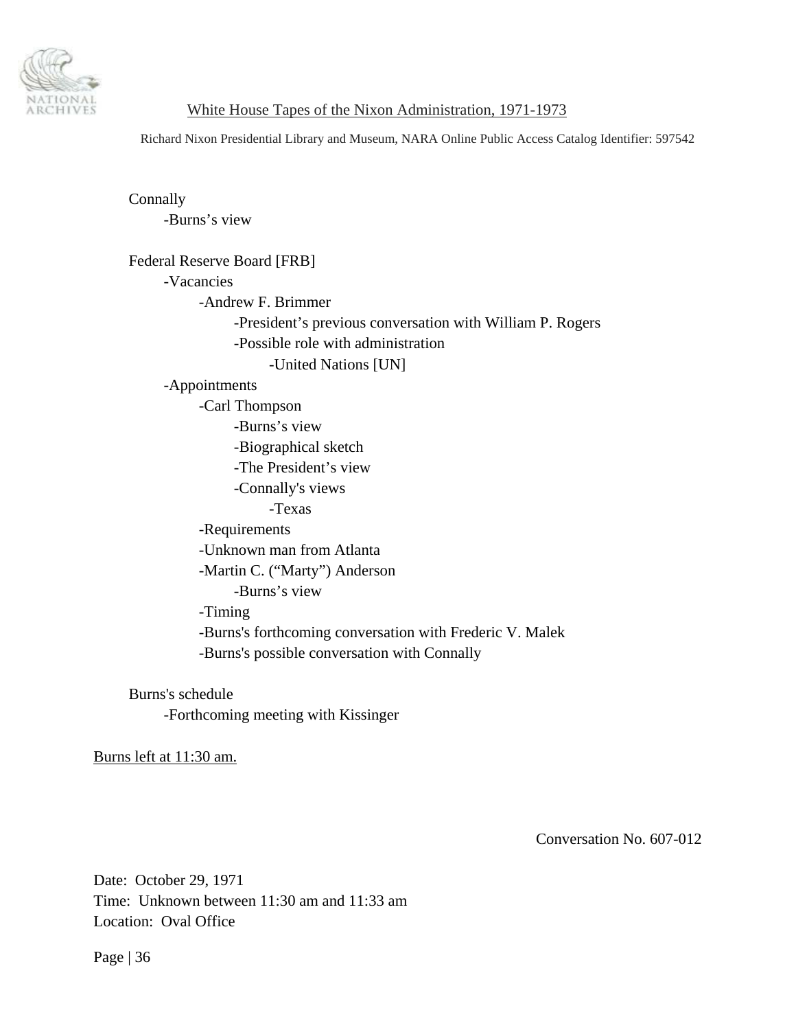Connally
- -Burns's view

Federal Reserve Board [FRB]
- -Vacancies
  - -Andrew F. Brimmer
    - -President's previous conversation with William P. Rogers
    - -Possible role with administration
      - -United Nations [UN]
- -Appointments
  - -Carl Thompson
    - -Burns's view
    - -Biographical sketch
    - -The President's view
    - -Connally's views
      - -Texas
  - -Requirements
  - -Unknown man from Atlanta
  - -Martin C. ("Marty") Anderson
    - -Burns's view
  - -Timing
  - -Burns's forthcoming conversation with Frederic V. Malek
  - -Burns's possible conversation with Connally

Burns's schedule
- -Forthcoming meeting with Kissinger

<u>Burns left at 11:30 am.</u>

Conversation No. 607-012

Date: October 29, 1971
Time: Unknown between 11:30 am and 11:33 am
Location: Oval Office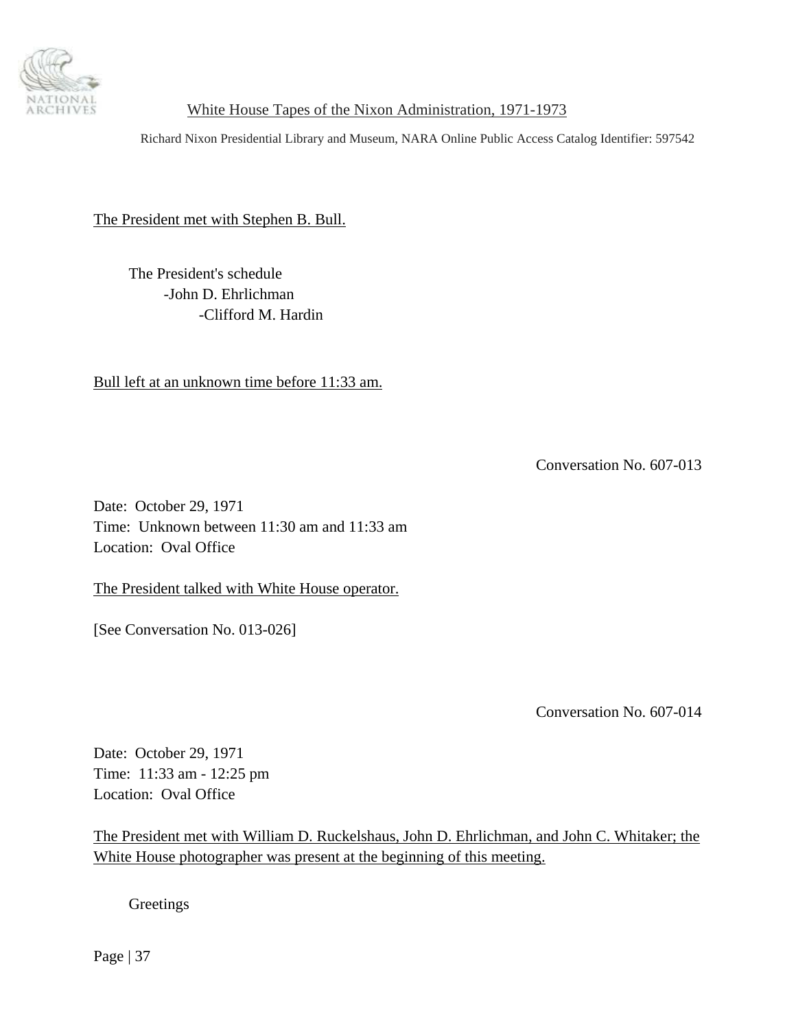<u>The President met with Stephen B. Bull.</u>

The President's schedule
- John D. Ehrlichman
  - Clifford M. Hardin

<u>Bull left at an unknown time before 11:33 am.</u>

Conversation No. 607-013

Date: October 29, 1971
Time: Unknown between 11:30 am and 11:33 am
Location: Oval Office

<u>The President talked with White House operator.</u>

[See Conversation No. 013-026]

Conversation No. 607-014

Date: October 29, 1971
Time: 11:33 am - 12:25 pm
Location: Oval Office

<u>The President met with William D. Ruckelshaus, John D. Ehrlichman, and John C. Whitaker; the White House photographer was present at the beginning of this meeting.</u>

Greetings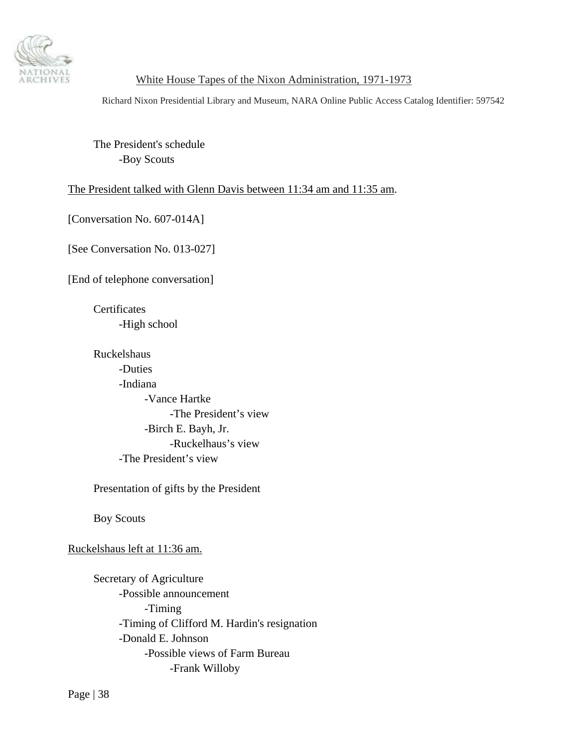The President's schedule
- Boy Scouts

<u>The President talked with Glenn Davis between 11:34 am and 11:35 am</u>.

[Conversation No. 607-014A]

[See Conversation No. 013-027]

[End of telephone conversation]

Certificates
- High school

Ruckelshaus
- Duties
- Indiana
  - Vance Hartke
    - The President's view
  - Birch E. Bayh, Jr.
    - Ruckelhaus's view
- The President's view

Presentation of gifts by the President

Boy Scouts

<u>Ruckelshaus left at 11:36 am.</u>

Secretary of Agriculture
- Possible announcement
  - Timing
- Timing of Clifford M. Hardin's resignation
- Donald E. Johnson
  - Possible views of Farm Bureau
    - Frank Willoby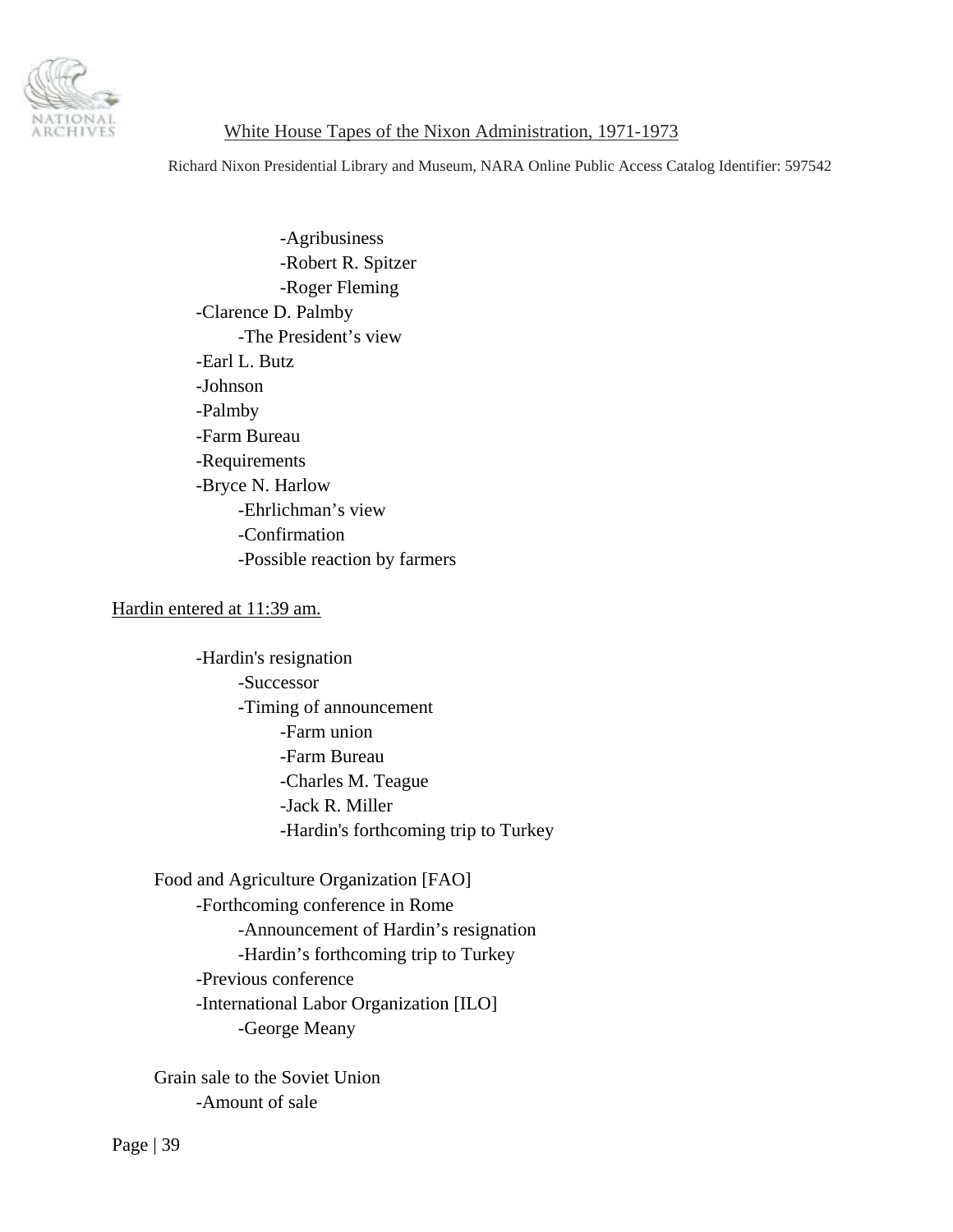- Agribusiness
- Robert R. Spitzer
- Roger Fleming

-Clarence D. Palmby
- The President's view

-Earl L. Butz
-Johnson
-Palmby
-Farm Bureau
-Requirements
-Bryce N. Harlow
- Ehrlichman's view
- Confirmation
- Possible reaction by farmers

Hardin entered at 11:39 am.

-Hardin's resignation
- Successor
- Timing of announcement
  - Farm union
  - Farm Bureau
  - Charles M. Teague
  - Jack R. Miller
  - Hardin's forthcoming trip to Turkey

Food and Agriculture Organization [FAO]
- Forthcoming conference in Rome
  - Announcement of Hardin's resignation
  - Hardin's forthcoming trip to Turkey
- Previous conference
- International Labor Organization [ILO]
  - George Meany

Grain sale to the Soviet Union
- Amount of sale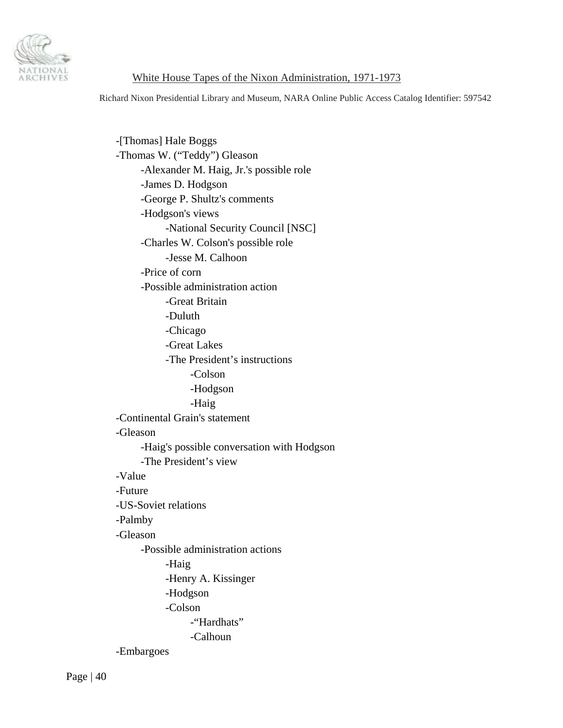- -[Thomas] Hale Boggs
- -Thomas W. ("Teddy") Gleason
  - -Alexander M. Haig, Jr.'s possible role
  - -James D. Hodgson
  - -George P. Shultz's comments
  - -Hodgson's views
    - -National Security Council [NSC]
  - -Charles W. Colson's possible role
    - -Jesse M. Calhoon
  - -Price of corn
  - -Possible administration action
    - -Great Britain
    - -Duluth
    - -Chicago
    - -Great Lakes
    - -The President's instructions
      - -Colson
      - -Hodgson
      - -Haig
- -Continental Grain's statement
- -Gleason
  - -Haig's possible conversation with Hodgson
  - -The President's view
- -Value
- -Future
- -US-Soviet relations
- -Palmby
- -Gleason
  - -Possible administration actions
    - -Haig
    - -Henry A. Kissinger
    - -Hodgson
    - -Colson
      - -"Hardhats"
      - -Calhoun
- -Embargoes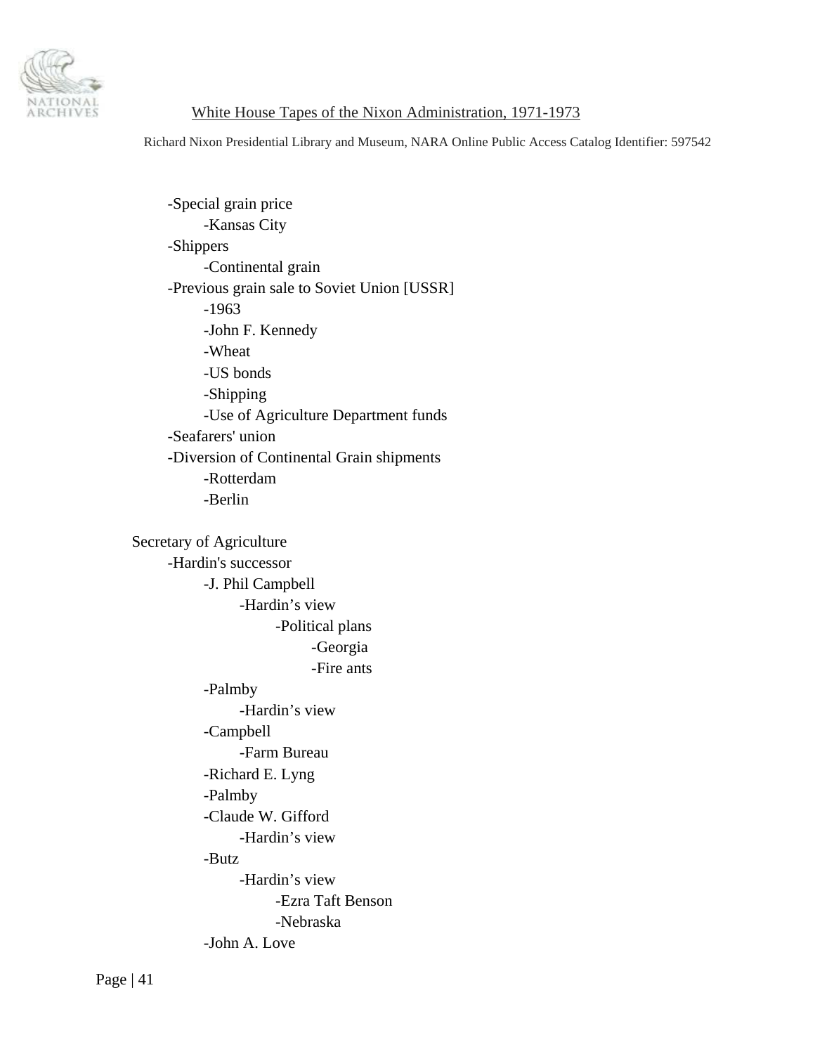- -Special grain price
    - -Kansas City
- -Shippers
    - -Continental grain
- -Previous grain sale to Soviet Union [USSR]
    - -1963
    - -John F. Kennedy
    - -Wheat
    - -US bonds
    - -Shipping
    - -Use of Agriculture Department funds
- -Seafarers' union
- -Diversion of Continental Grain shipments
    - -Rotterdam
    - -Berlin

Secretary of Agriculture

- -Hardin's successor
    - -J. Phil Campbell
        - -Hardin's view
            - -Political plans
                - -Georgia
                - -Fire ants
    - -Palmby
        - -Hardin's view
    - -Campbell
        - -Farm Bureau
    - -Richard E. Lyng
    - -Palmby
    - -Claude W. Gifford
        - -Hardin's view
    - -Butz
        - -Hardin's view
            - -Ezra Taft Benson
            - -Nebraska
    - -John A. Love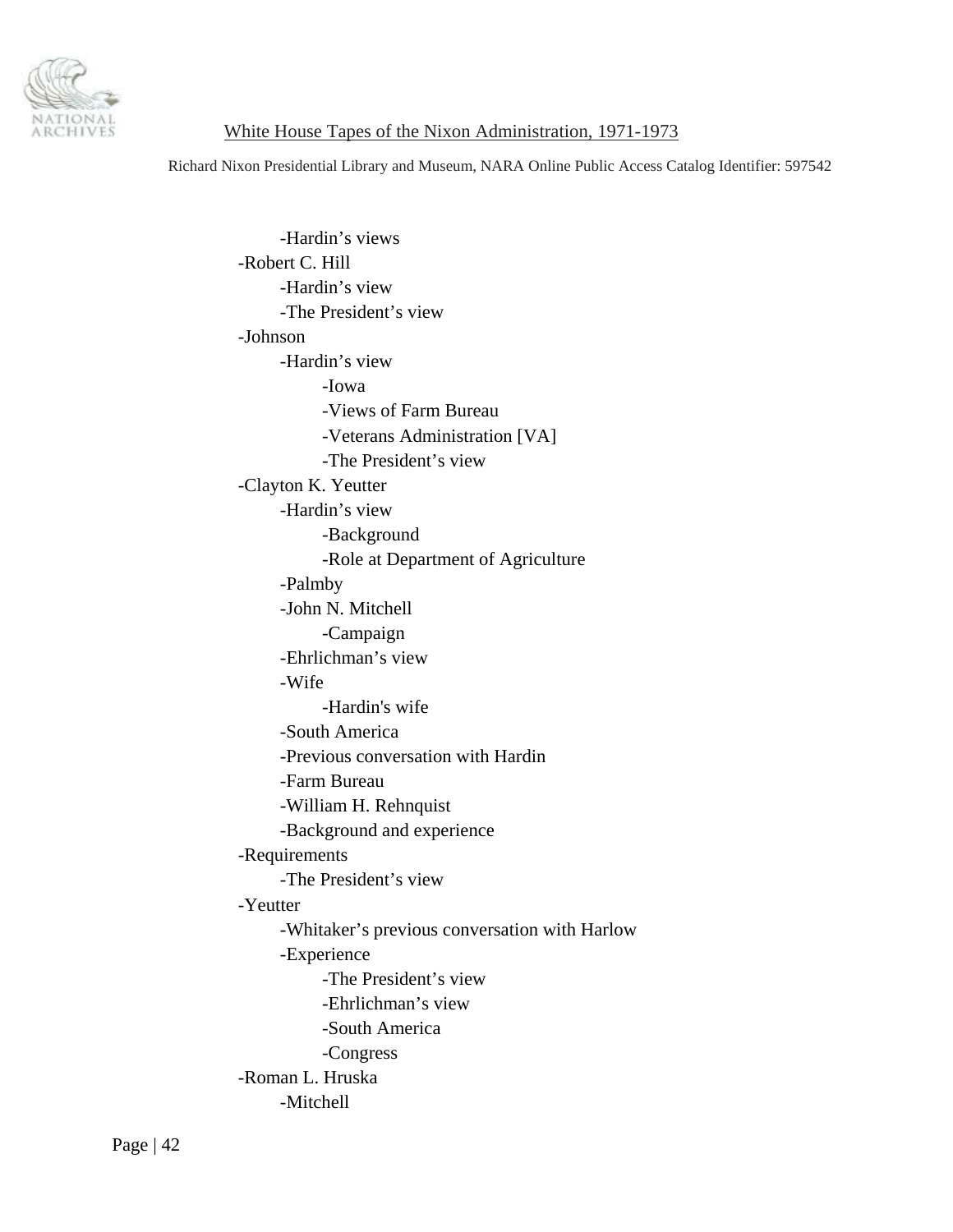- Hardin's views
- Robert C. Hill
    - Hardin's view
    - The President's view
- Johnson
    - Hardin's view
        - Iowa
        - Views of Farm Bureau
        - Veterans Administration [VA]
        - The President's view
- Clayton K. Yeutter
    - Hardin's view
        - Background
        - Role at Department of Agriculture
    - Palmby
    - John N. Mitchell
        - Campaign
    - Ehrlichman's view
    - Wife
        - Hardin's wife
    - South America
    - Previous conversation with Hardin
    - Farm Bureau
    - William H. Rehnquist
    - Background and experience
- Requirements
    - The President's view
- Yeutter
    - Whitaker's previous conversation with Harlow
    - Experience
        - The President's view
        - Ehrlichman's view
        - South America
        - Congress
- Roman L. Hruska
    - Mitchell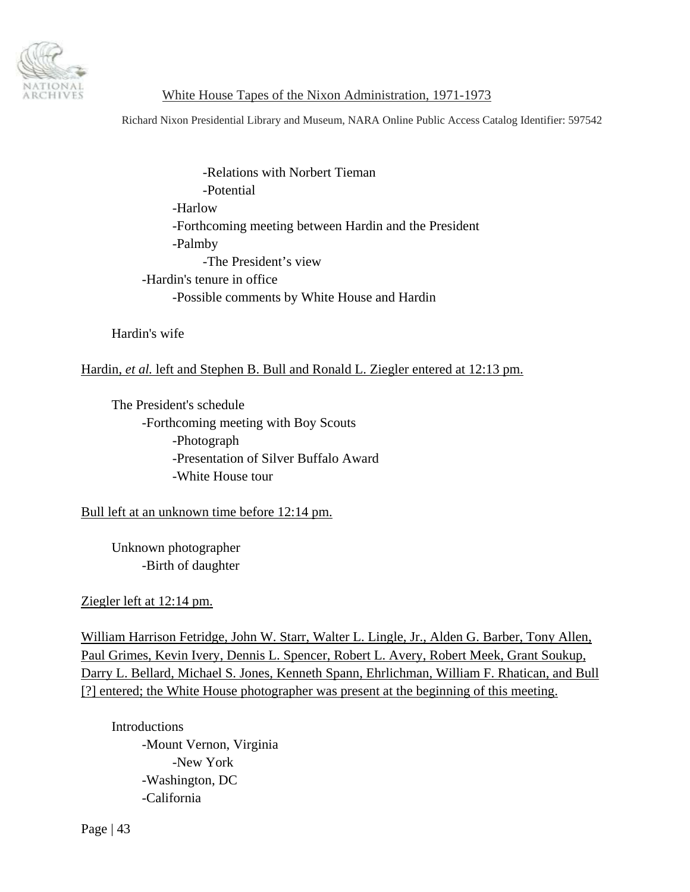-Relations with Norbert Tieman
            -Potential
        -Harlow
        -Forthcoming meeting between Hardin and the President
        -Palmby
            -The President's view
    -Hardin's tenure in office
        -Possible comments by White House and Hardin

Hardin's wife

<u>Hardin, *et al.* left and Stephen B. Bull and Ronald L. Ziegler entered at 12:13 pm.</u>

The President's schedule
- Forthcoming meeting with Boy Scouts
    - Photograph
    - Presentation of Silver Buffalo Award
    - White House tour

<u>Bull left at an unknown time before 12:14 pm.</u>

Unknown photographer
- Birth of daughter

<u>Ziegler left at 12:14 pm.</u>

<u>William Harrison Fetridge, John W. Starr, Walter L. Lingle, Jr., Alden G. Barber, Tony Allen, Paul Grimes, Kevin Ivery, Dennis L. Spencer, Robert L. Avery, Robert Meek, Grant Soukup, Darry L. Bellard, Michael S. Jones, Kenneth Spann, Ehrlichman, William F. Rhatican, and Bull [?] entered; the White House photographer was present at the beginning of this meeting.</u>

Introductions
- Mount Vernon, Virginia
    - New York
- Washington, DC
- California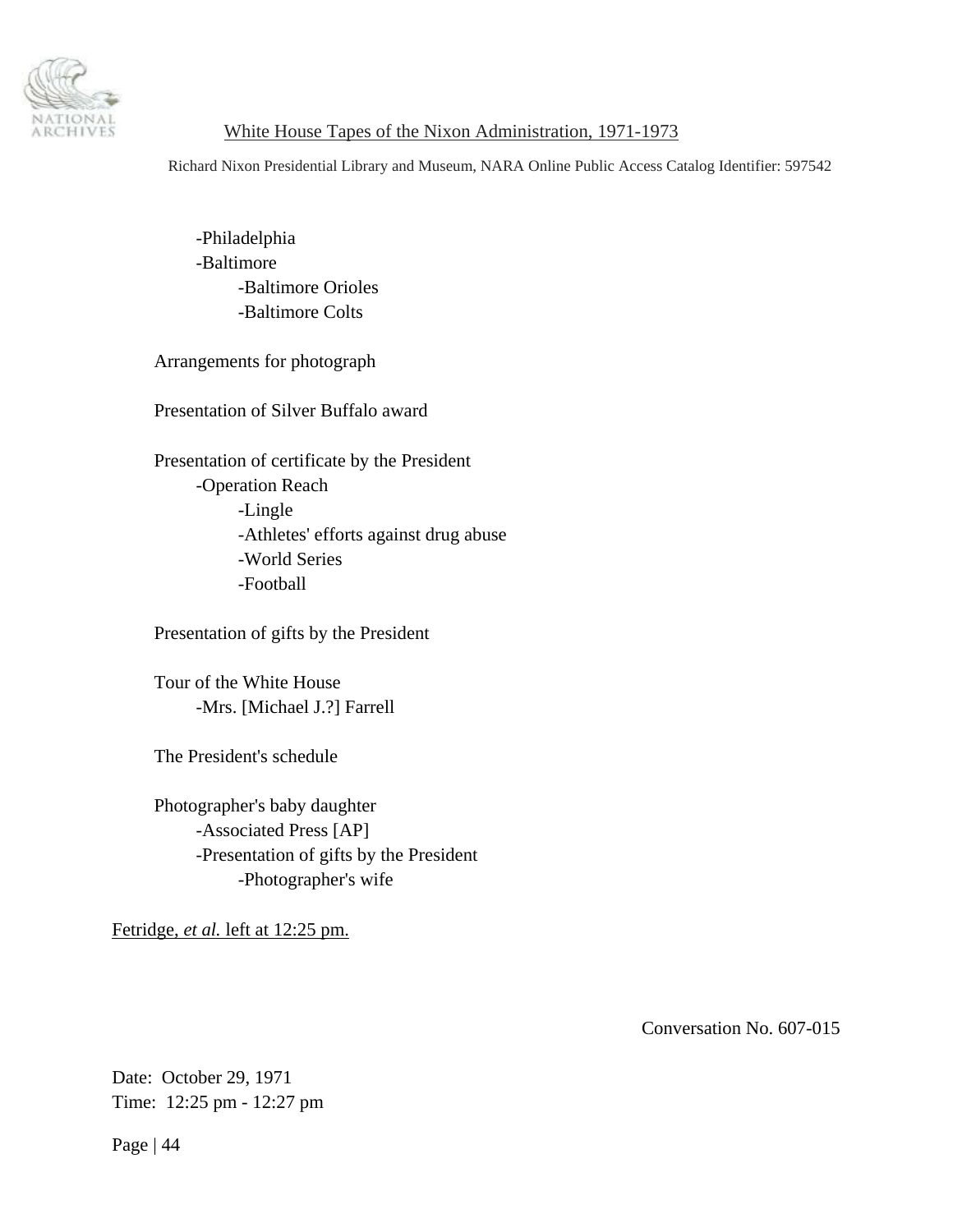- Philadelphia
- Baltimore
    - Baltimore Orioles
    - Baltimore Colts

Arrangements for photograph

Presentation of Silver Buffalo award

Presentation of certificate by the President
- Operation Reach
    - Lingle
    - Athletes' efforts against drug abuse
    - World Series
    - Football

Presentation of gifts by the President

Tour of the White House
- Mrs. [Michael J.?] Farrell

The President's schedule

Photographer's baby daughter
- Associated Press [AP]
- Presentation of gifts by the President
    - Photographer's wife

Fetridge, *et al.* left at 12:25 pm.

Conversation No. 607-015

Date: October 29, 1971
Time: 12:25 pm - 12:27 pm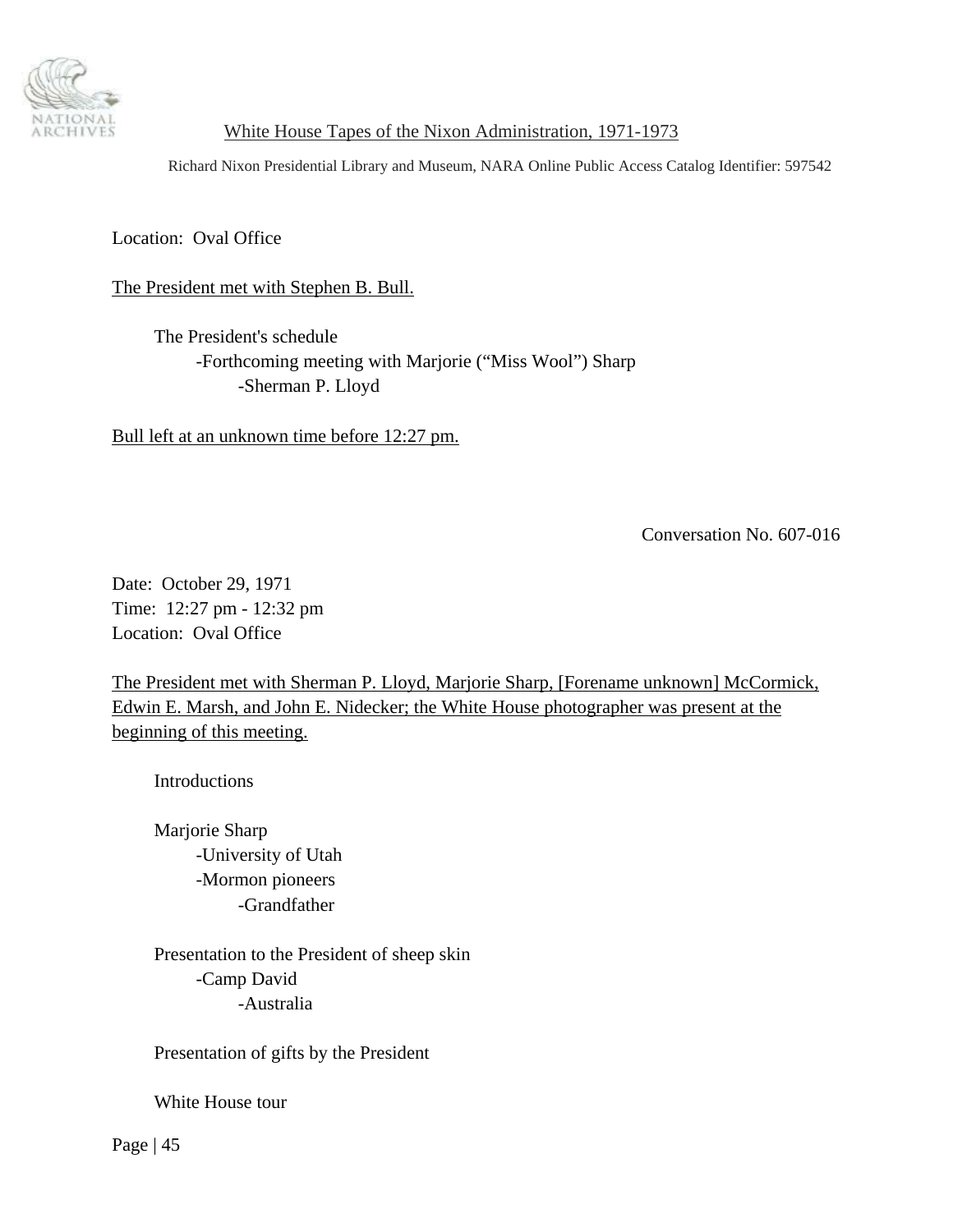Location: Oval Office

The President met with Stephen B. Bull.

- The President's schedule
  - Forthcoming meeting with Marjorie ("Miss Wool") Sharp
    - Sherman P. Lloyd

Bull left at an unknown time before 12:27 pm.

Conversation No. 607-016

Date: October 29, 1971
Time: 12:27 pm - 12:32 pm
Location: Oval Office

The President met with Sherman P. Lloyd, Marjorie Sharp, [Forename unknown] McCormick, Edwin E. Marsh, and John E. Nidecker; the White House photographer was present at the beginning of this meeting.

- Introductions

- Marjorie Sharp
  - University of Utah
  - Mormon pioneers
    - Grandfather

- Presentation to the President of sheep skin
  - Camp David
    - Australia

- Presentation of gifts by the President

- White House tour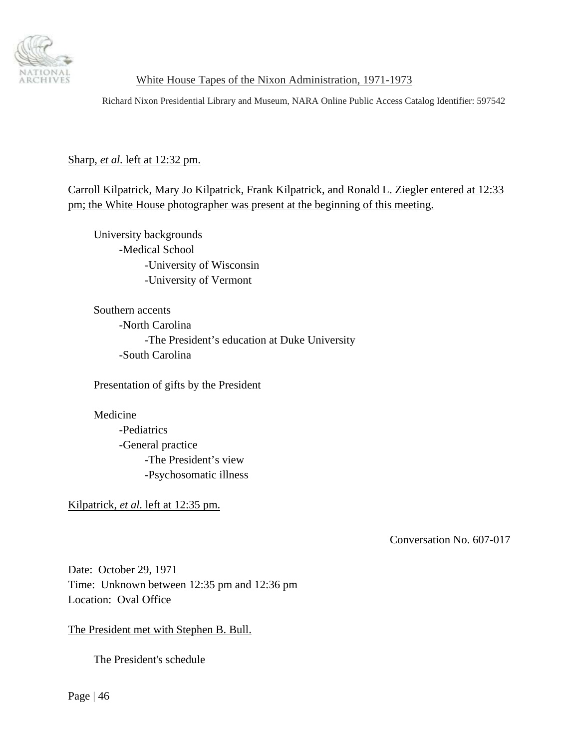<u>Sharp, *et al.* left at 12:32 pm.</u>

<u>Carroll Kilpatrick, Mary Jo Kilpatrick, Frank Kilpatrick, and Ronald L. Ziegler entered at 12:33 pm; the White House photographer was present at the beginning of this meeting.</u>

University backgrounds
- Medical School
    - University of Wisconsin
    - University of Vermont

Southern accents
- North Carolina
    - The President's education at Duke University
- South Carolina

Presentation of gifts by the President

Medicine
- Pediatrics
- General practice
    - The President's view
    - Psychosomatic illness

<u>Kilpatrick, *et al.* left at 12:35 pm.</u>

Conversation No. 607-017

Date: October 29, 1971
Time: Unknown between 12:35 pm and 12:36 pm
Location: Oval Office

<u>The President met with Stephen B. Bull.</u>

The President's schedule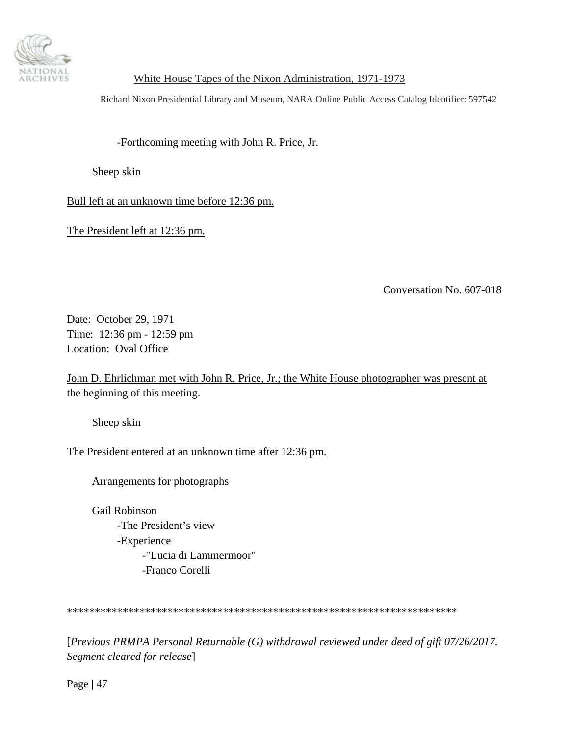-Forthcoming meeting with John R. Price, Jr.

Sheep skin

Bull left at an unknown time before 12:36 pm.

The President left at 12:36 pm.

Conversation No. 607-018

Date: October 29, 1971
Time: 12:36 pm - 12:59 pm
Location: Oval Office

John D. Ehrlichman met with John R. Price, Jr.; the White House photographer was present at the beginning of this meeting.

Sheep skin

The President entered at an unknown time after 12:36 pm.

Arrangements for photographs

Gail Robinson
- The President's view
- Experience
  - "Lucia di Lammermoor"
  - Franco Corelli

************************************************************************

[*Previous PRMPA Personal Returnable (G) withdrawal reviewed under deed of gift 07/26/2017. Segment cleared for release*]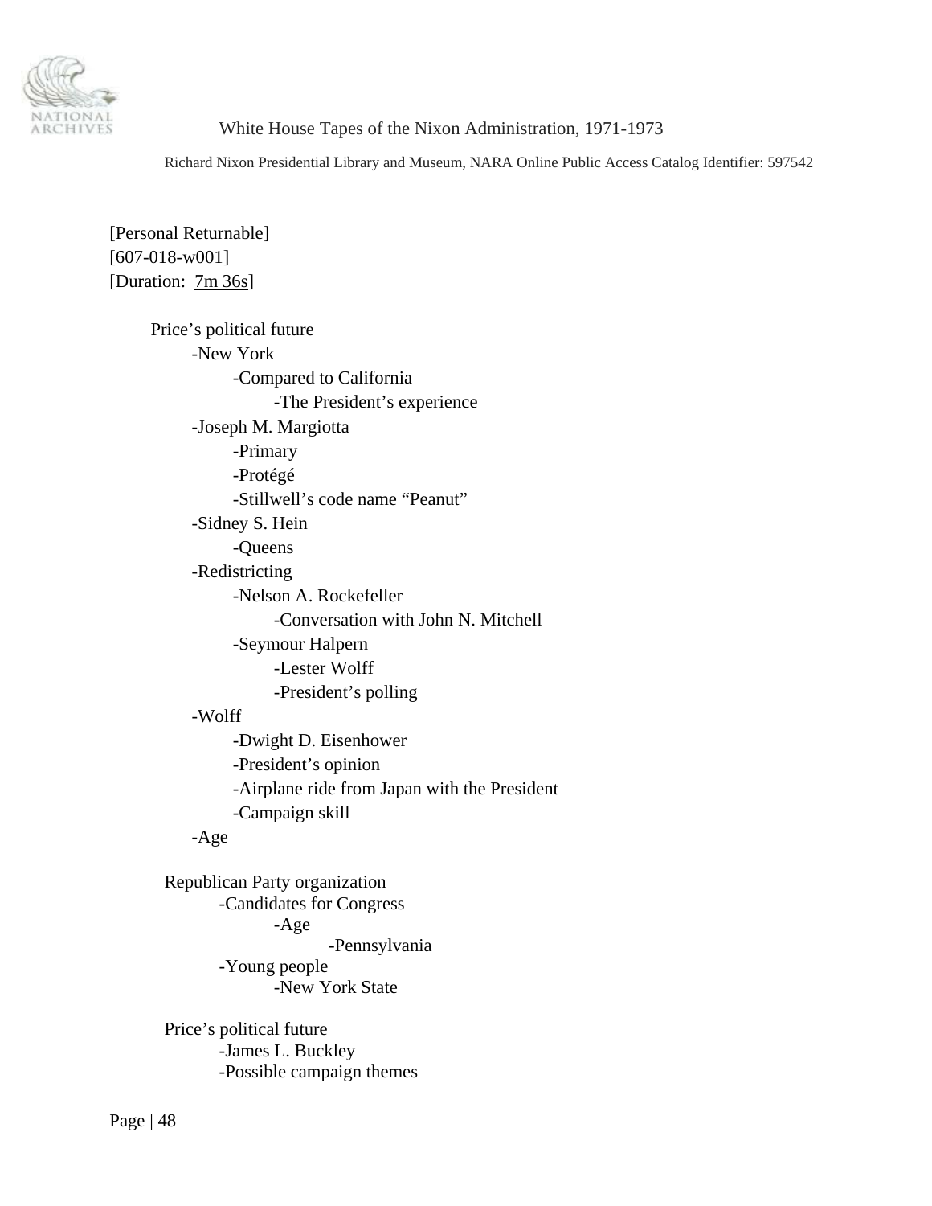[Personal Returnable]
[607-018-w001]
[Duration: 7m 36s]

Price's political future
- -New York
  - -Compared to California
    - -The President's experience
- -Joseph M. Margiotta
  - -Primary
  - -Protégé
  - -Stillwell's code name "Peanut"
- -Sidney S. Hein
  - -Queens
- -Redistricting
  - -Nelson A. Rockefeller
    - -Conversation with John N. Mitchell
  - -Seymour Halpern
    - -Lester Wolff
    - -President's polling
- -Wolff
  - -Dwight D. Eisenhower
  - -President's opinion
  - -Airplane ride from Japan with the President
  - -Campaign skill
- -Age

Republican Party organization
- -Candidates for Congress
  - -Age
    - -Pennsylvania
- -Young people
  - -New York State

Price's political future
- -James L. Buckley
- -Possible campaign themes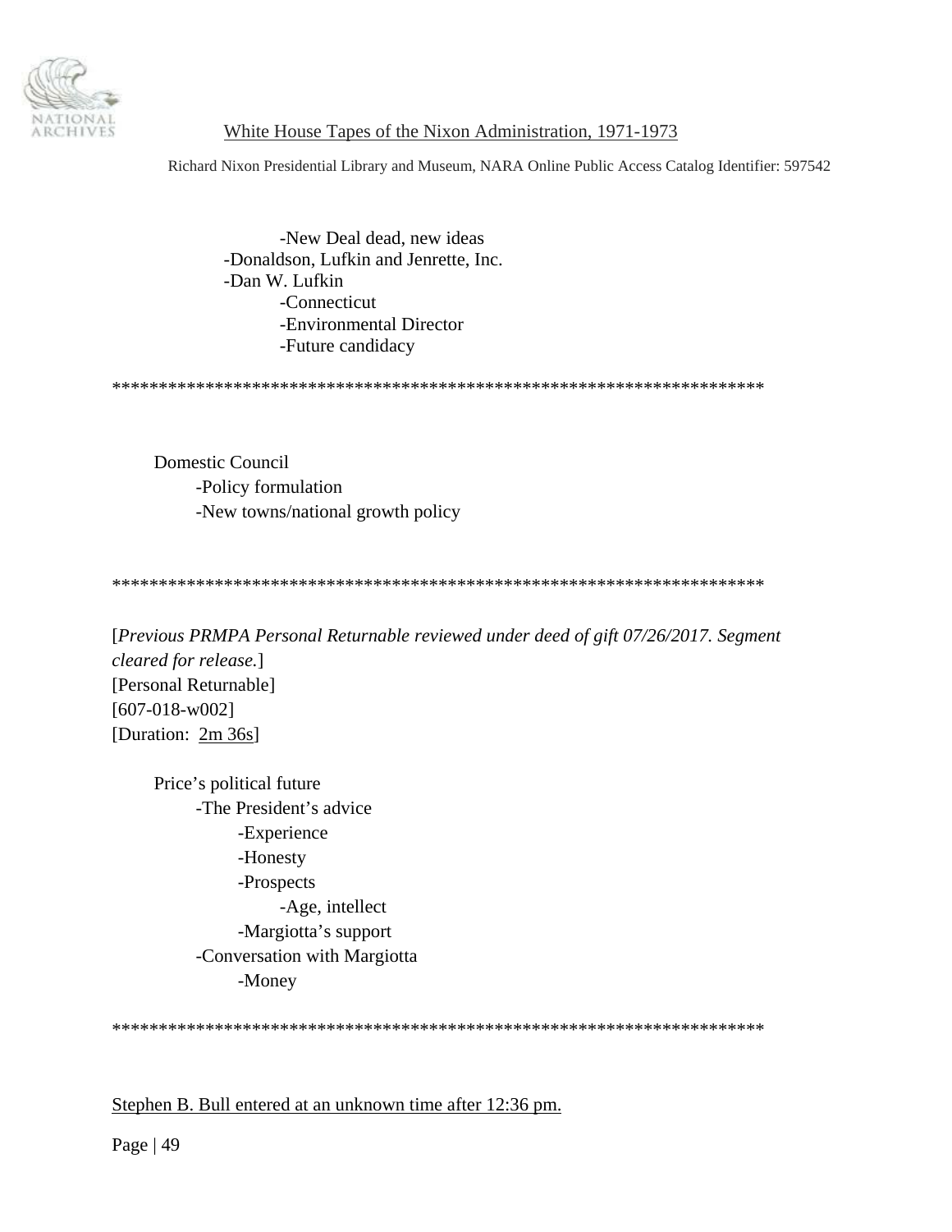- -New Deal dead, new ideas
- -Donaldson, Lufkin and Jenrette, Inc.
- -Dan W. Lufkin
  - -Connecticut
  - -Environmental Director
  - -Future candidacy

************************************************************************

Domestic Council
- -Policy formulation
- -New towns/national growth policy

************************************************************************

[*Previous PRMPA Personal Returnable reviewed under deed of gift 07/26/2017. Segment cleared for release.*]
[Personal Returnable]
[607-018-w002]
[Duration: 2m 36s]

Price's political future
- -The President's advice
  - -Experience
  - -Honesty
  - -Prospects
    - -Age, intellect
  - -Margiotta's support
- -Conversation with Margiotta
  - -Money

************************************************************************

Stephen B. Bull entered at an unknown time after 12:36 pm.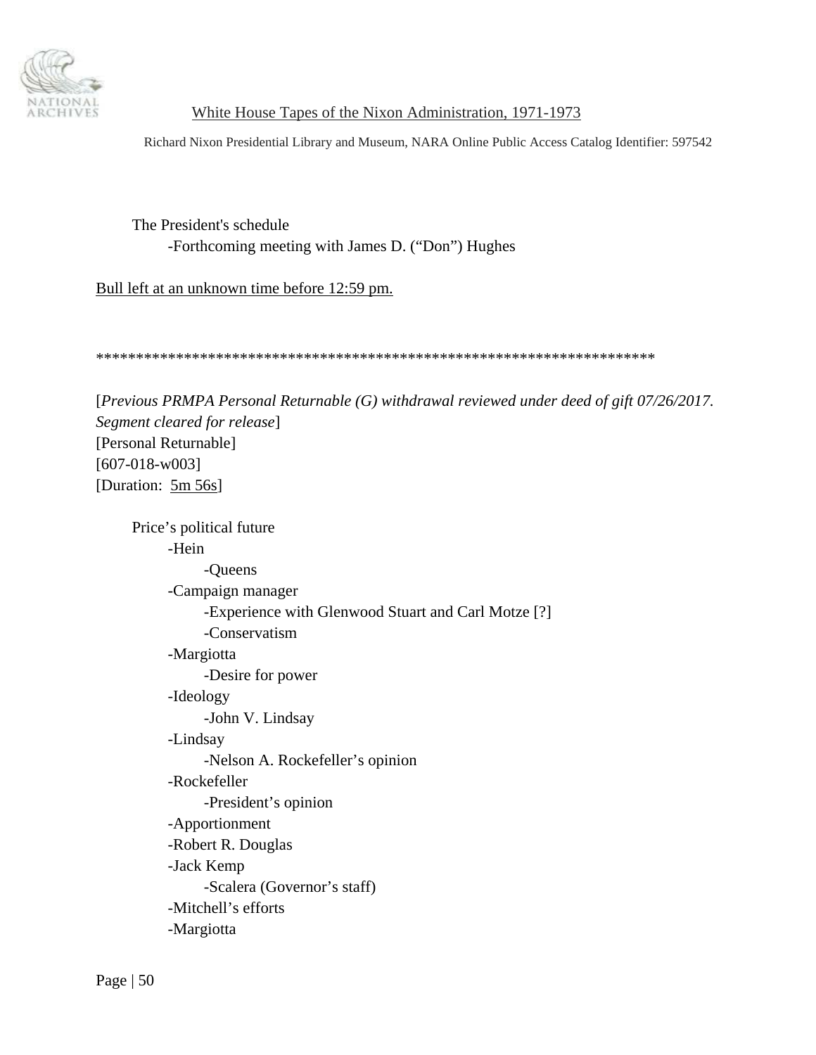The President's schedule
- Forthcoming meeting with James D. ("Don") Hughes

Bull left at an unknown time before 12:59 pm.

**********************************************************************

[*Previous PRMPA Personal Returnable (G) withdrawal reviewed under deed of gift 07/26/2017. Segment cleared for release*]
[Personal Returnable]
[607-018-w003]
[Duration: 5m 56s]

Price's political future
- Hein
  - Queens
- Campaign manager
  - Experience with Glenwood Stuart and Carl Motze [?]
  - Conservatism
- Margiotta
  - Desire for power
- Ideology
  - John V. Lindsay
- Lindsay
  - Nelson A. Rockefeller's opinion
- Rockefeller
  - President's opinion
- Apportionment
- Robert R. Douglas
- Jack Kemp
  - Scalera (Governor's staff)
- Mitchell's efforts
- Margiotta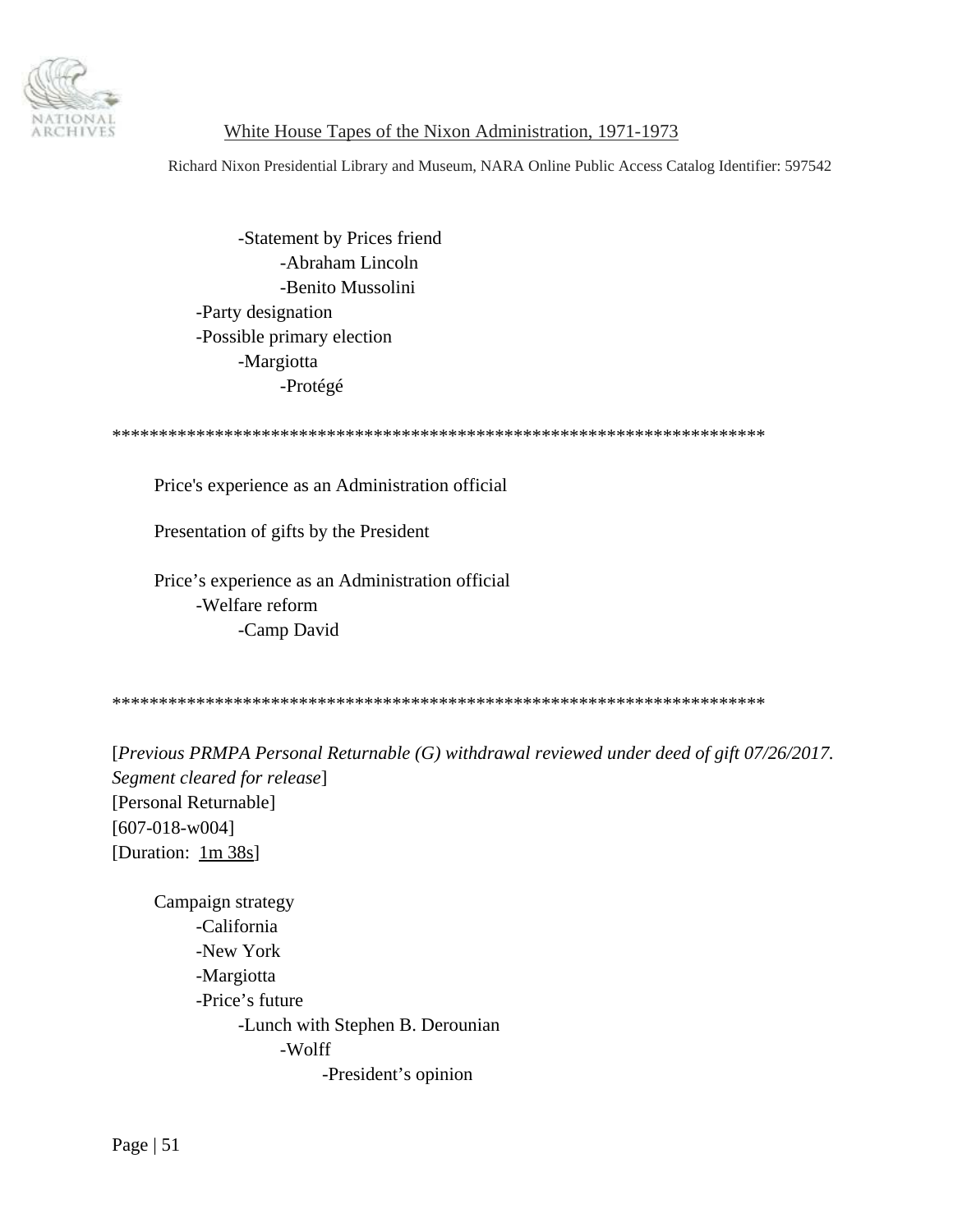- Statement by Prices friend
  - Abraham Lincoln
  - Benito Mussolini
- Party designation
- Possible primary election
  - Margiotta
    - Protégé

************************************************************************

Price's experience as an Administration official

Presentation of gifts by the President

Price’s experience as an Administration official
- Welfare reform
  - Camp David

************************************************************************

[*Previous PRMPA Personal Returnable (G) withdrawal reviewed under deed of gift 07/26/2017. Segment cleared for release*]
[Personal Returnable]
[607-018-w004]
[Duration: 1m 38s]

Campaign strategy
- California
- New York
- Margiotta
- Price’s future
  - Lunch with Stephen B. Derounian
    - Wolff
      - President’s opinion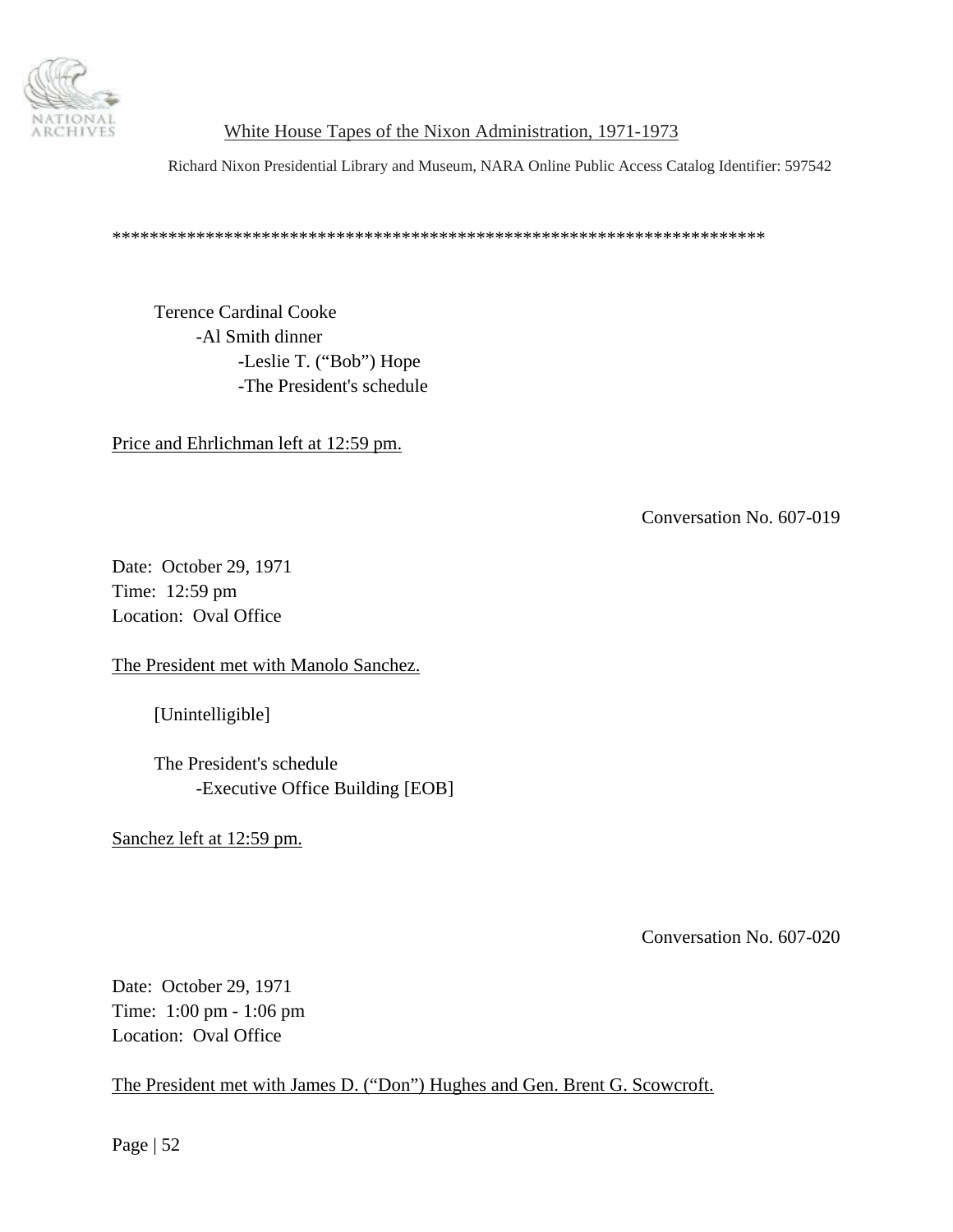*************************************************************************

Terence Cardinal Cooke
- Al Smith dinner
    - Leslie T. ("Bob") Hope
    - The President's schedule

Price and Ehrlichman left at 12:59 pm.

Conversation No. 607-019

Date: October 29, 1971
Time: 12:59 pm
Location: Oval Office

The President met with Manolo Sanchez.

[Unintelligible]

The President's schedule
- Executive Office Building [EOB]

Sanchez left at 12:59 pm.

Conversation No. 607-020

Date: October 29, 1971
Time: 1:00 pm - 1:06 pm
Location: Oval Office

The President met with James D. ("Don") Hughes and Gen. Brent G. Scowcroft.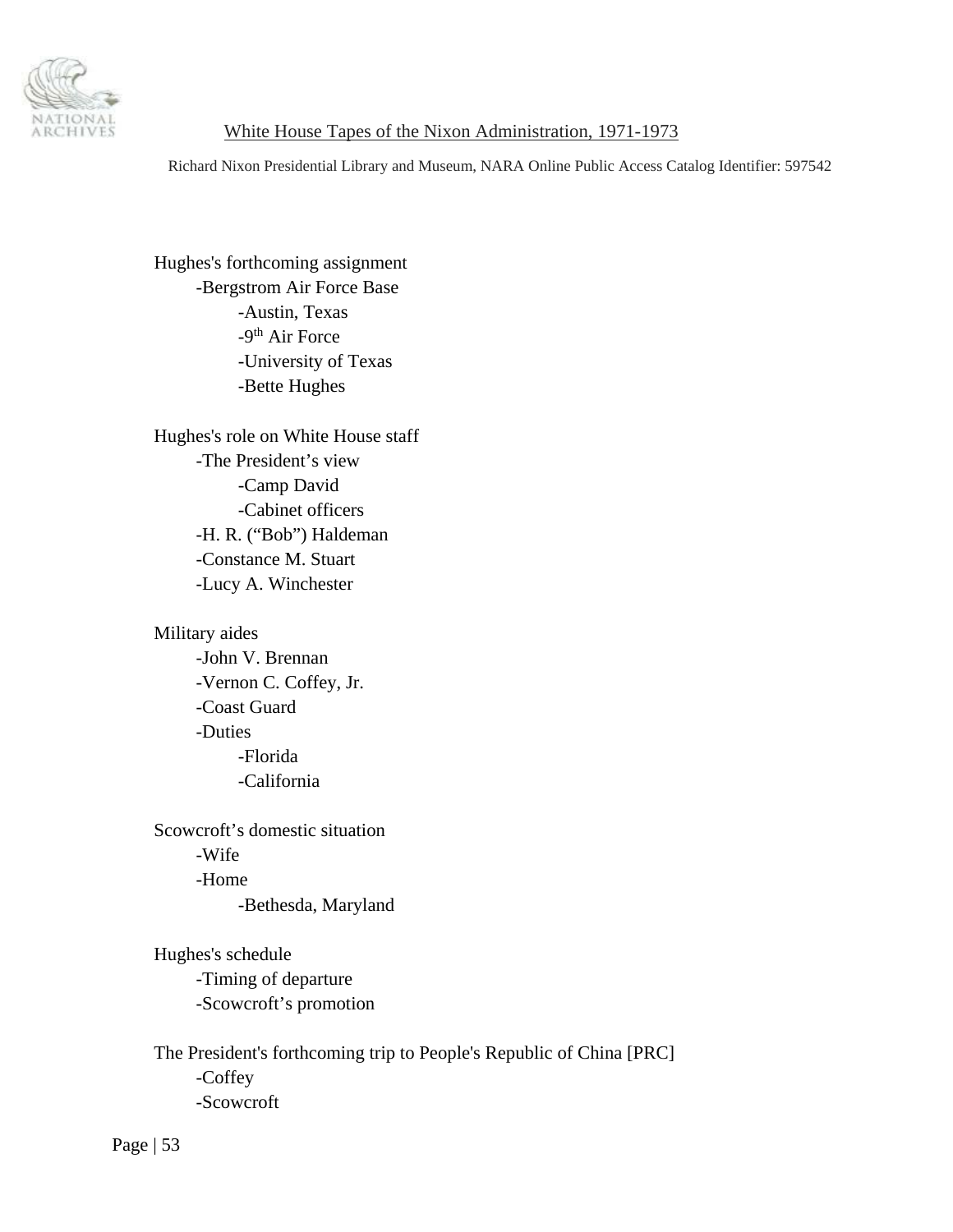Hughes's forthcoming assignment
- Bergstrom Air Force Base
  - Austin, Texas
  - 9th Air Force
  - University of Texas
  - Bette Hughes

Hughes's role on White House staff
- The President's view
  - Camp David
  - Cabinet officers
- H. R. ("Bob") Haldeman
- Constance M. Stuart
- Lucy A. Winchester

Military aides
- John V. Brennan
- Vernon C. Coffey, Jr.
- Coast Guard
- Duties
  - Florida
  - California

Scowcroft's domestic situation
- Wife
- Home
  - Bethesda, Maryland

Hughes's schedule
- Timing of departure
- Scowcroft's promotion

The President's forthcoming trip to People's Republic of China [PRC]
- Coffey
- Scowcroft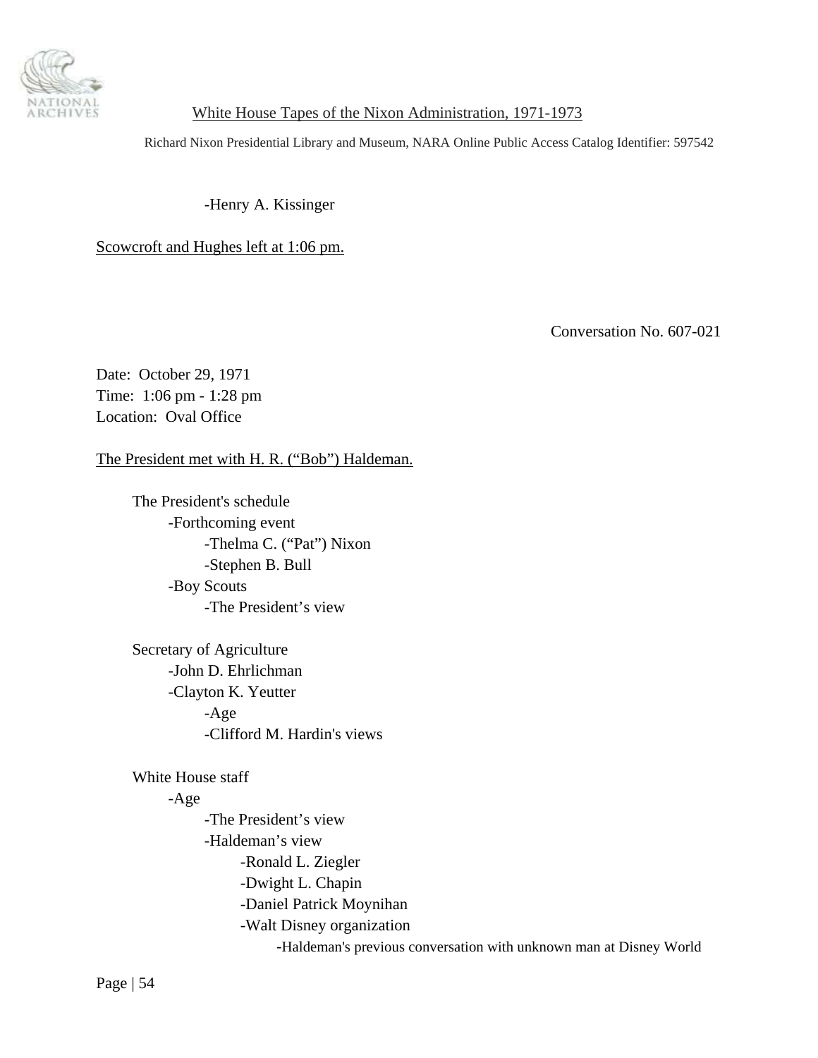-Henry A. Kissinger

Scowcroft and Hughes left at 1:06 pm.

Conversation No. 607-021

Date: October 29, 1971
Time: 1:06 pm - 1:28 pm
Location: Oval Office

The President met with H. R. ("Bob") Haldeman.

- The President's schedule
  - -Forthcoming event
    - -Thelma C. ("Pat") Nixon
    - -Stephen B. Bull
  - -Boy Scouts
    - -The President's view

- Secretary of Agriculture
  - -John D. Ehrlichman
  - -Clayton K. Yeutter
    - -Age
    - -Clifford M. Hardin's views

- White House staff
  - -Age
    - -The President's view
    - -Haldeman's view
      - -Ronald L. Ziegler
      - -Dwight L. Chapin
      - -Daniel Patrick Moynihan
      - -Walt Disney organization
        - -Haldeman's previous conversation with unknown man at Disney World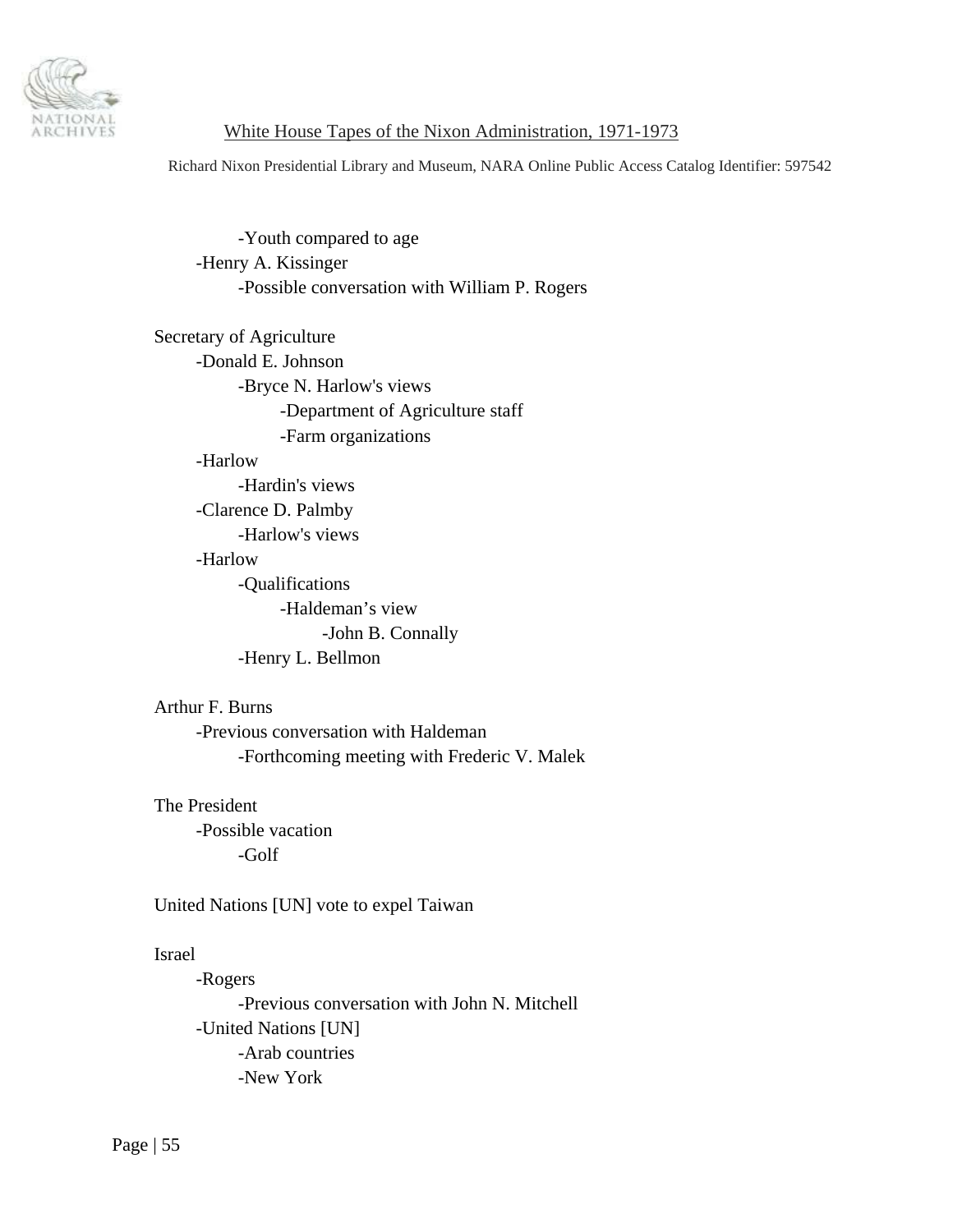- Youth compared to age
- Henry A. Kissinger
  - Possible conversation with William P. Rogers

Secretary of Agriculture
- Donald E. Johnson
  - Bryce N. Harlow's views
    - Department of Agriculture staff
    - Farm organizations
- Harlow
  - Hardin's views
- Clarence D. Palmby
  - Harlow's views
- Harlow
  - Qualifications
    - Haldeman’s view
      - John B. Connally
  - Henry L. Bellmon

Arthur F. Burns
- Previous conversation with Haldeman
  - Forthcoming meeting with Frederic V. Malek

The President
- Possible vacation
  - Golf

United Nations [UN] vote to expel Taiwan

Israel
- Rogers
  - Previous conversation with John N. Mitchell
- United Nations [UN]
  - Arab countries
  - New York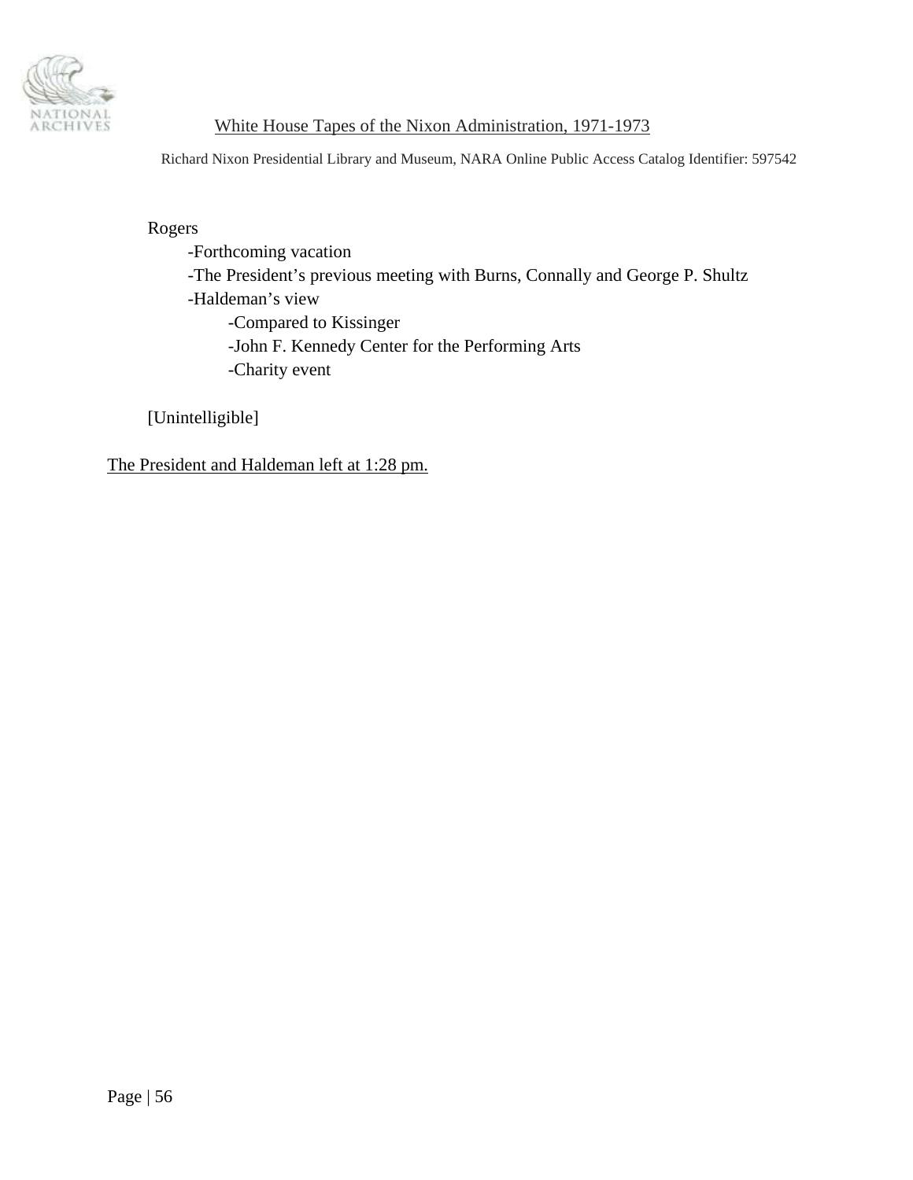Rogers

- -Forthcoming vacation
- -The President's previous meeting with Burns, Connally and George P. Shultz
- -Haldeman's view
  - -Compared to Kissinger
  - -John F. Kennedy Center for the Performing Arts
  - -Charity event

[Unintelligible]

The President and Haldeman left at 1:28 pm.